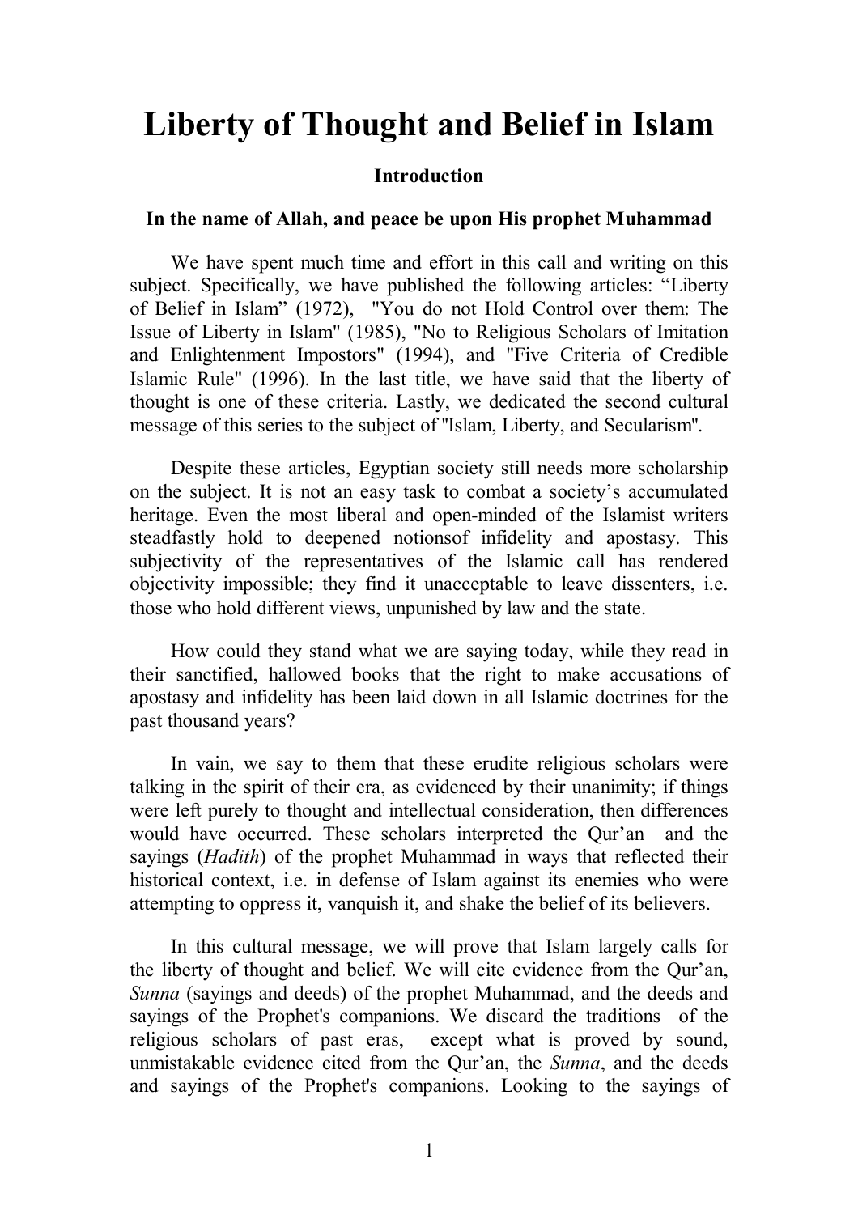# Liberty of Thought and Belief in Islam

### Introduction

#### In the name of Allah, and peace be upon His prophet Muhammad

We have spent much time and effort in this call and writing on this subject. Specifically, we have published the following articles: "Liberty of Belief in Islam" (1972), "You do not Hold Control over them: The Issue of Liberty in Islam" (1985), "No to Religious Scholars of Imitation and Enlightenment Impostors" (1994), and "Five Criteria of Credible Islamic Rule" (1996). In the last title, we have said that the liberty of thought is one of these criteria. Lastly, we dedicated the second cultural message of this series to the subject of "Islam, Liberty, and Secularism".

Despite these articles, Egyptian society still needs more scholarship on the subject. It is not an easy task to combat a society's accumulated heritage. Even the most liberal and open-minded of the Islamist writers steadfastly hold to deepened notionsof infidelity and apostasy. This subjectivity of the representatives of the Islamic call has rendered objectivity impossible; they find it unacceptable to leave dissenters, i.e. those who hold different views, unpunished by law and the state.

How could they stand what we are saying today, while they read in their sanctified, hallowed books that the right to make accusations of apostasy and infidelity has been laid down in all Islamic doctrines for the past thousand years?

In vain, we say to them that these erudite religious scholars were talking in the spirit of their era, as evidenced by their unanimity; if things were left purely to thought and intellectual consideration, then differences would have occurred. These scholars interpreted the Qur'an and the sayings (*Hadith*) of the prophet Muhammad in ways that reflected their historical context, i.e. in defense of Islam against its enemies who were attempting to oppress it, vanquish it, and shake the belief of its believers.

In this cultural message, we will prove that Islam largely calls for the liberty of thought and belief. We will cite evidence from the Qur'an, *Sunna* (sayings and deeds) of the prophet Muhammad, and the deeds and sayings of the Prophet's companions. We discard the traditions of the religious scholars of past eras, except what is proved by sound, unmistakable evidence cited from the Qur'an, the *Sunna*, and the deeds and sayings of the Prophet's companions. Looking to the sayings of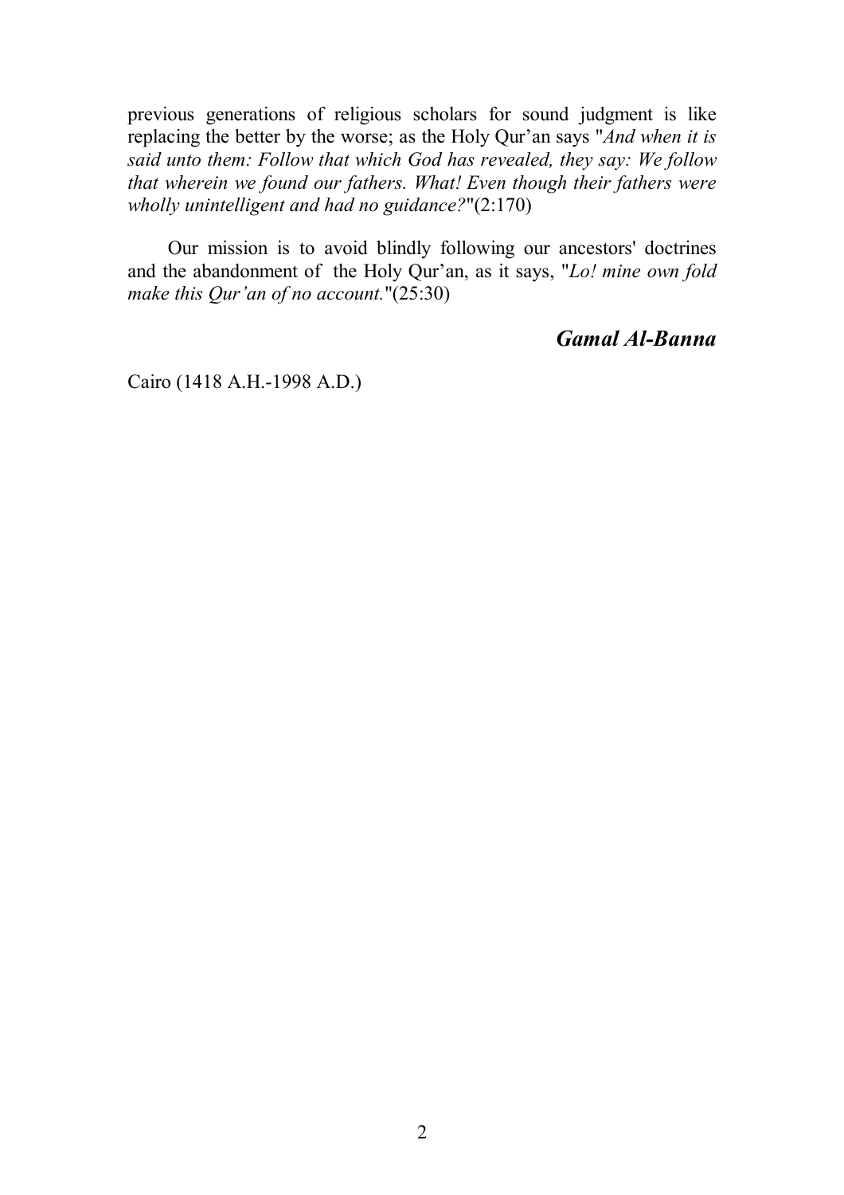previous generations of religious scholars for sound judgment is like replacing the better by the worse; as the Holy Qur'an says "*And when it is said unto them: Follow that which God has revealed, they say: We follow that wherein we found our fathers. What! Even though their fathers were wholly unintelligent and had no guidance?*"(2:170)

Our mission is to avoid blindly following our ancestors' doctrines and the abandonment of the Holy Qur'an, as it says, "*Lo! mine own fold make this Qur'an of no account.*"(25:30)

***Gamal Al-Banna***

Cairo (1418 A.H.-1998 A.D.)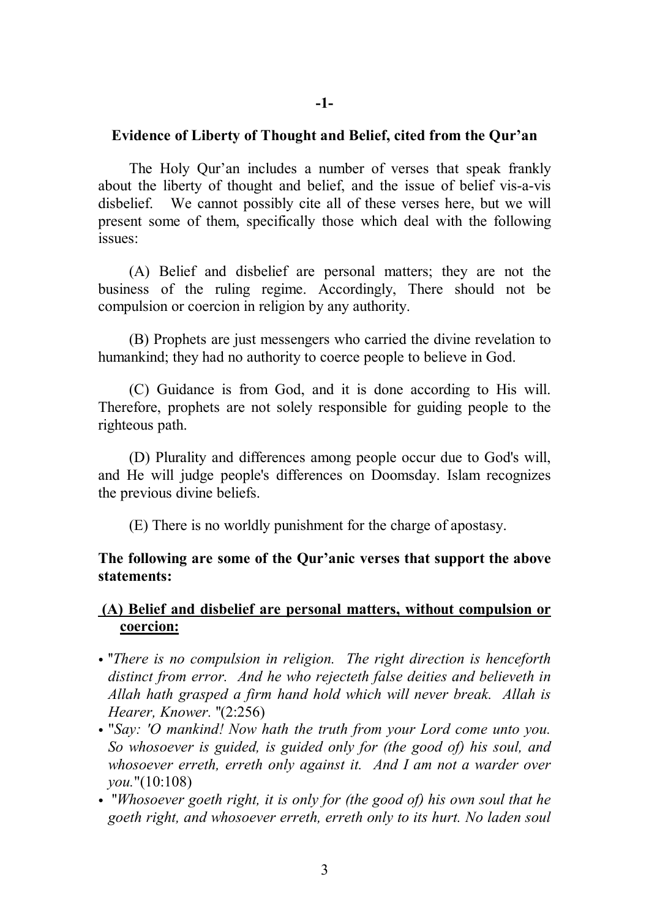**-1-**

## Evidence of Liberty of Thought and Belief, cited from the Qur'an

The Holy Qur'an includes a number of verses that speak frankly about the liberty of thought and belief, and the issue of belief vis-a-vis disbelief. We cannot possibly cite all of these verses here, but we will present some of them, specifically those which deal with the following issues:

(A) Belief and disbelief are personal matters; they are not the business of the ruling regime. Accordingly, There should not be compulsion or coercion in religion by any authority.

(B) Prophets are just messengers who carried the divine revelation to humankind; they had no authority to coerce people to believe in God.

(C) Guidance is from God, and it is done according to His will. Therefore, prophets are not solely responsible for guiding people to the righteous path.

(D) Plurality and differences among people occur due to God's will, and He will judge people's differences on Doomsday. Islam recognizes the previous divine beliefs.

(E) There is no worldly punishment for the charge of apostasy.

**The following are some of the Qur'anic verses that support the above statements:**

### (A) Belief and disbelief are personal matters, without compulsion or coercion:

- "*There is no compulsion in religion. The right direction is henceforth distinct from error. And he who rejecteth false deities and believeth in Allah hath grasped a firm hand hold which will never break. Allah is Hearer, Knower.* "(2:256)
- "*Say: 'O mankind! Now hath the truth from your Lord come unto you. So whosoever is guided, is guided only for (the good of) his soul, and whosoever erreth, erreth only against it. And I am not a warder over you.*"(10:108)
- "*Whosoever goeth right, it is only for (the good of) his own soul that he goeth right, and whosoever erreth, erreth only to its hurt. No laden soul*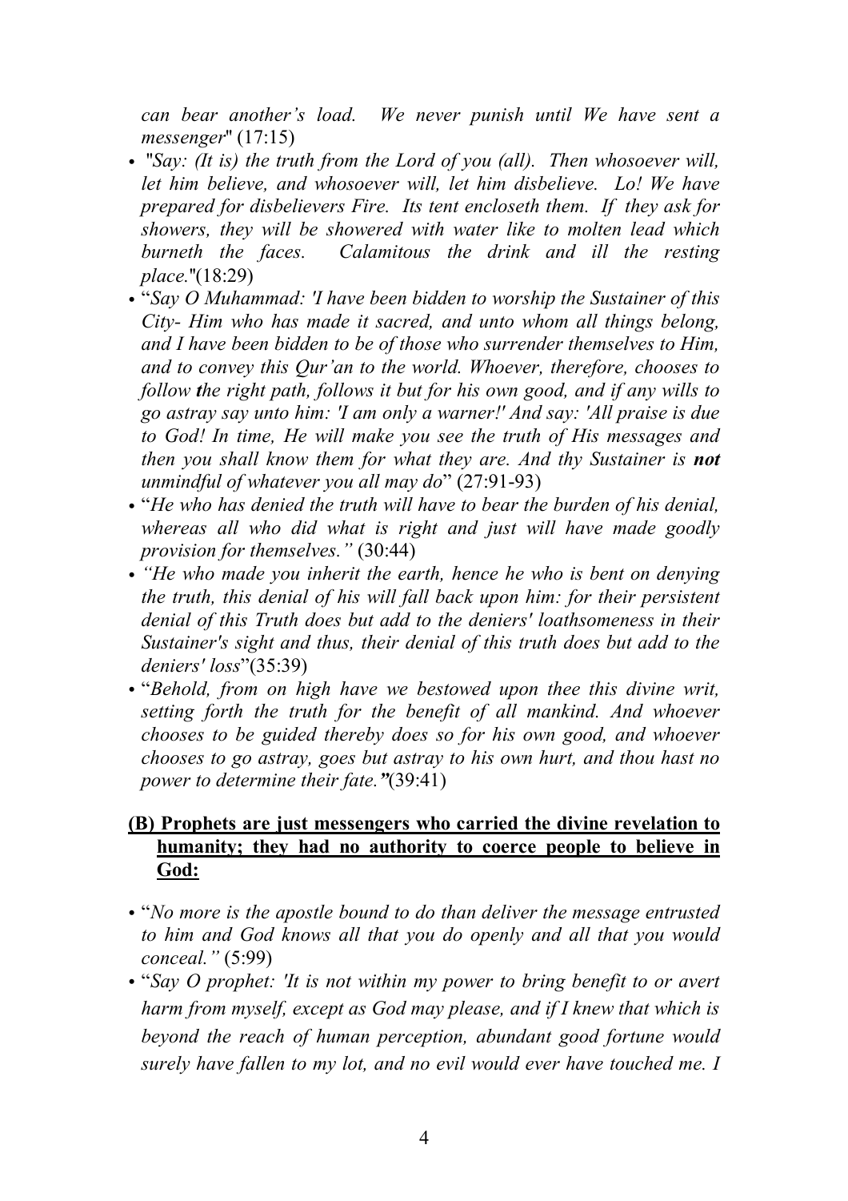*can bear another's load. We never punish until We have sent a messenger*" (17:15)

- "*Say: (It is) the truth from the Lord of you (all). Then whosoever will, let him believe, and whosoever will, let him disbelieve. Lo! We have prepared for disbelievers Fire. Its tent encloseth them. If they ask for showers, they will be showered with water like to molten lead which burneth the faces. Calamitous the drink and ill the resting place.*"(18:29)
- "*Say O Muhammad: 'I have been bidden to worship the Sustainer of this City- Him who has made it sacred, and unto whom all things belong, and I have been bidden to be of those who surrender themselves to Him, and to convey this Qur'an to the world. Whoever, therefore, chooses to follow the right path, follows it but for his own good, and if any wills to go astray say unto him: 'I am only a warner!' And say: 'All praise is due to God! In time, He will make you see the truth of His messages and then you shall know them for what they are. And thy Sustainer is **not** unmindful of whatever you all may do*" (27:91-93)
- "*He who has denied the truth will have to bear the burden of his denial, whereas all who did what is right and just will have made goodly provision for themselves."* (30:44)
- *"He who made you inherit the earth, hence he who is bent on denying the truth, this denial of his will fall back upon him: for their persistent denial of this Truth does but add to the deniers' loathsomeness in their Sustainer's sight and thus, their denial of this truth does but add to the deniers' loss*"(35:39)
- "*Behold, from on high have we bestowed upon thee this divine writ, setting forth the truth for the benefit of all mankind. And whoever chooses to be guided thereby does so for his own good, and whoever chooses to go astray, goes but astray to his own hurt, and thou hast no power to determine their fate."*(39:41)

**(B) Prophets are just messengers who carried the divine revelation to humanity; they had no authority to coerce people to believe in God:**

- "*No more is the apostle bound to do than deliver the message entrusted to him and God knows all that you do openly and all that you would conceal."* (5:99)
- "*Say O prophet: 'It is not within my power to bring benefit to or avert harm from myself, except as God may please, and if I knew that which is beyond the reach of human perception, abundant good fortune would surely have fallen to my lot, and no evil would ever have touched me. I*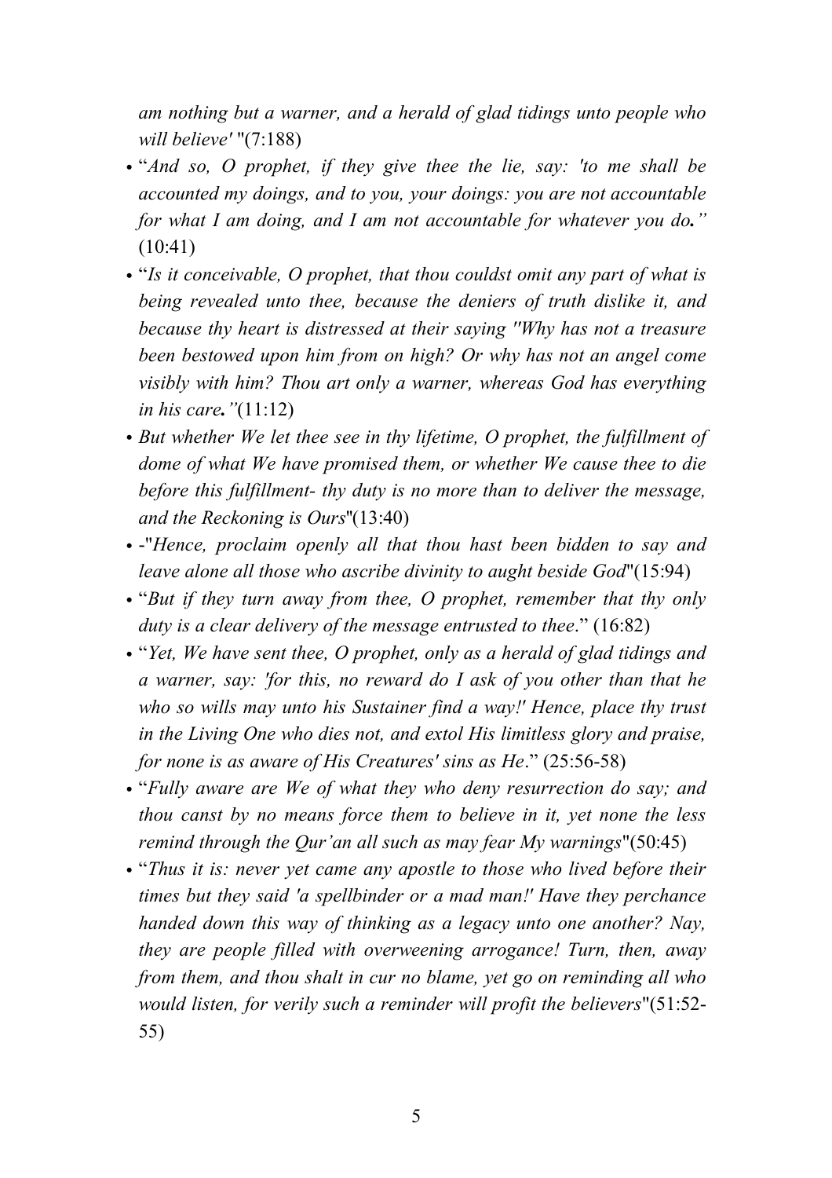*am nothing but a warner, and a herald of glad tidings unto people who will believe'* "(7:188)

- "*And so, O prophet, if they give thee the lie, say: 'to me shall be accounted my doings, and to you, your doings: you are not accountable for what I am doing, and I am not accountable for whatever you do.*" (10:41)
- "*Is it conceivable, O prophet, that thou couldst omit any part of what is being revealed unto thee, because the deniers of truth dislike it, and because thy heart is distressed at their saying "Why has not a treasure been bestowed upon him from on high? Or why has not an angel come visibly with him? Thou art only a warner, whereas God has everything in his care.*"(11:12)
- *But whether We let thee see in thy lifetime, O prophet, the fulfillment of dome of what We have promised them, or whether We cause thee to die before this fulfillment- thy duty is no more than to deliver the message, and the Reckoning is Ours*"(13:40)
- -"*Hence, proclaim openly all that thou hast been bidden to say and leave alone all those who ascribe divinity to aught beside God*"(15:94)
- "*But if they turn away from thee, O prophet, remember that thy only duty is a clear delivery of the message entrusted to thee*." (16:82)
- "*Yet, We have sent thee, O prophet, only as a herald of glad tidings and a warner, say: 'for this, no reward do I ask of you other than that he who so wills may unto his Sustainer find a way!' Hence, place thy trust in the Living One who dies not, and extol His limitless glory and praise, for none is as aware of His Creatures' sins as He*." (25:56-58)
- "*Fully aware are We of what they who deny resurrection do say; and thou canst by no means force them to believe in it, yet none the less remind through the Qur'an all such as may fear My warnings*"(50:45)
- "*Thus it is: never yet came any apostle to those who lived before their times but they said 'a spellbinder or a mad man!' Have they perchance handed down this way of thinking as a legacy unto one another? Nay, they are people filled with overweening arrogance! Turn, then, away from them, and thou shalt in cur no blame, yet go on reminding all who would listen, for verily such a reminder will profit the believers*"(51:52-55)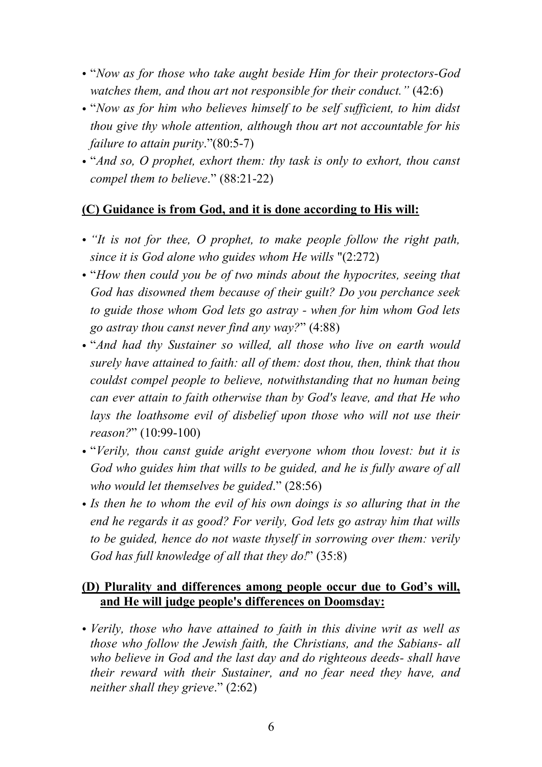- "*Now as for those who take aught beside Him for their protectors-God watches them, and thou art not responsible for their conduct."* (42:6)
- "*Now as for him who believes himself to be self sufficient, to him didst thou give thy whole attention, although thou art not accountable for his failure to attain purity*."(80:5-7)
- "*And so, O prophet, exhort them: thy task is only to exhort, thou canst compel them to believe*." (88:21-22)

**(C) Guidance is from God, and it is done according to His will:**

- *"It is not for thee, O prophet, to make people follow the right path, since it is God alone who guides whom He wills* "(2:272)
- "*How then could you be of two minds about the hypocrites, seeing that God has disowned them because of their guilt? Do you perchance seek to guide those whom God lets go astray - when for him whom God lets go astray thou canst never find any way?*" (4:88)
- "*And had thy Sustainer so willed, all those who live on earth would surely have attained to faith: all of them: dost thou, then, think that thou couldst compel people to believe, notwithstanding that no human being can ever attain to faith otherwise than by God's leave, and that He who lays the loathsome evil of disbelief upon those who will not use their reason?*" (10:99-100)
- "*Verily, thou canst guide aright everyone whom thou lovest: but it is God who guides him that wills to be guided, and he is fully aware of all who would let themselves be guided*." (28:56)
- *Is then he to whom the evil of his own doings is so alluring that in the end he regards it as good? For verily, God lets go astray him that wills to be guided, hence do not waste thyself in sorrowing over them: verily God has full knowledge of all that they do!*" (35:8)

**(D) Plurality and differences among people occur due to God's will, and He will judge people's differences on Doomsday:**

- *Verily, those who have attained to faith in this divine writ as well as those who follow the Jewish faith, the Christians, and the Sabians- all who believe in God and the last day and do righteous deeds- shall have their reward with their Sustainer, and no fear need they have, and neither shall they grieve*." (2:62)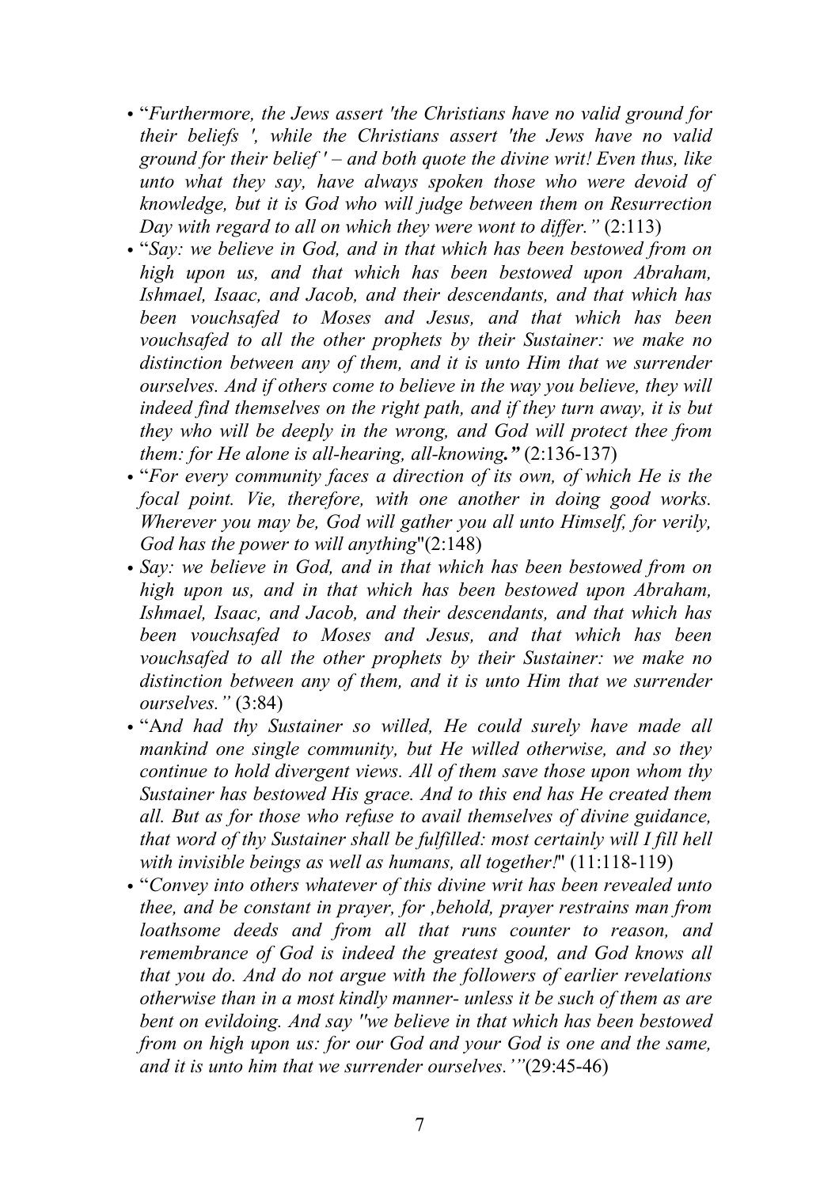- "*Furthermore, the Jews assert 'the Christians have no valid ground for their beliefs ', while the Christians assert 'the Jews have no valid ground for their belief ' – and both quote the divine writ! Even thus, like unto what they say, have always spoken those who were devoid of knowledge, but it is God who will judge between them on Resurrection Day with regard to all on which they were wont to differ."* (2:113)
- "*Say: we believe in God, and in that which has been bestowed from on high upon us, and that which has been bestowed upon Abraham, Ishmael, Isaac, and Jacob, and their descendants, and that which has been vouchsafed to Moses and Jesus, and that which has been vouchsafed to all the other prophets by their Sustainer: we make no distinction between any of them, and it is unto Him that we surrender ourselves. And if others come to believe in the way you believe, they will indeed find themselves on the right path, and if they turn away, it is but they who will be deeply in the wrong, and God will protect thee from them: for He alone is all-hearing, all-knowing.***"*** (2:136-137)
- "*For every community faces a direction of its own, of which He is the focal point. Vie, therefore, with one another in doing good works. Wherever you may be, God will gather you all unto Himself, for verily, God has the power to will anything*"(2:148)
- *Say: we believe in God, and in that which has been bestowed from on high upon us, and in that which has been bestowed upon Abraham, Ishmael, Isaac, and Jacob, and their descendants, and that which has been vouchsafed to Moses and Jesus, and that which has been vouchsafed to all the other prophets by their Sustainer: we make no distinction between any of them, and it is unto Him that we surrender ourselves."* (3:84)
- "A*nd had thy Sustainer so willed, He could surely have made all mankind one single community, but He willed otherwise, and so they continue to hold divergent views. All of them save those upon whom thy Sustainer has bestowed His grace. And to this end has He created them all. But as for those who refuse to avail themselves of divine guidance, that word of thy Sustainer shall be fulfilled: most certainly will I fill hell with invisible beings as well as humans, all together!*" (11:118-119)
- "*Convey into others whatever of this divine writ has been revealed unto thee, and be constant in prayer, for ,behold, prayer restrains man from loathsome deeds and from all that runs counter to reason, and remembrance of God is indeed the greatest good, and God knows all that you do. And do not argue with the followers of earlier revelations otherwise than in a most kindly manner- unless it be such of them as are bent on evildoing. And say "we believe in that which has been bestowed from on high upon us: for our God and your God is one and the same, and it is unto him that we surrender ourselves.'"*(29:45-46)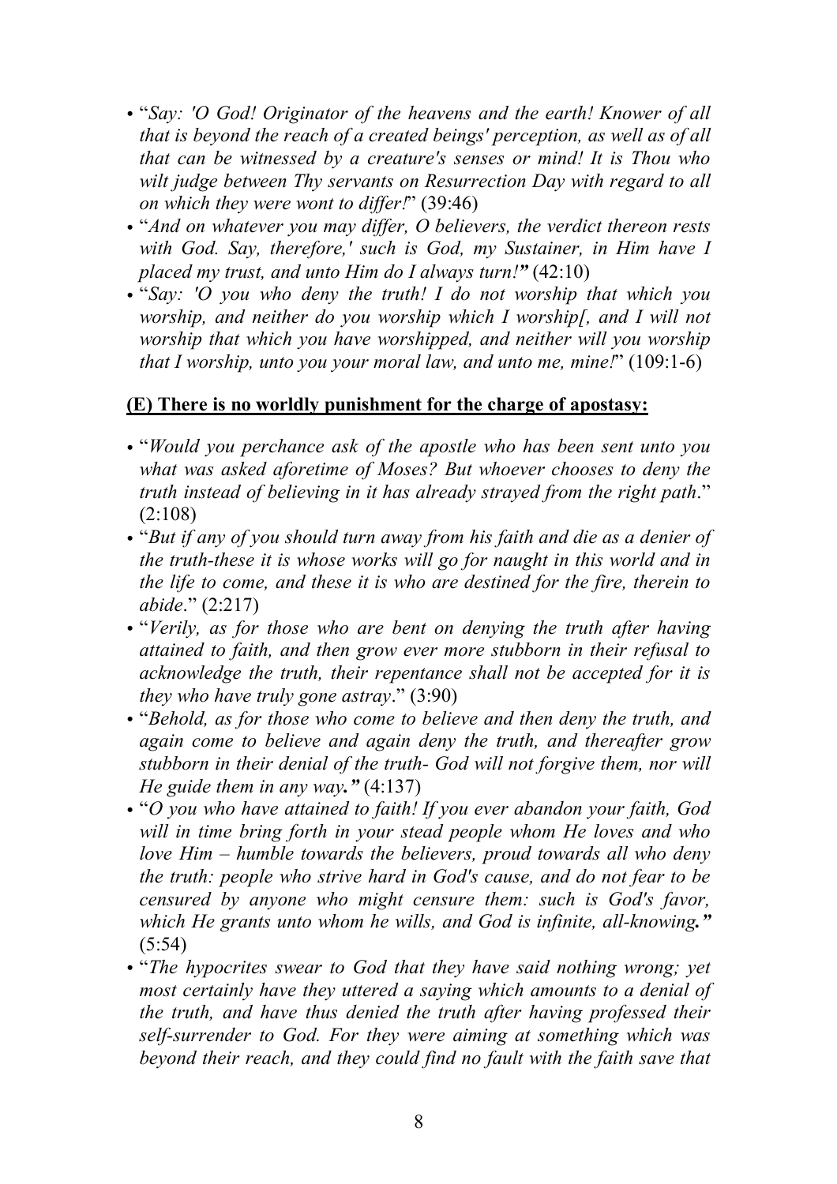- "*Say: 'O God! Originator of the heavens and the earth! Knower of all that is beyond the reach of a created beings' perception, as well as of all that can be witnessed by a creature's senses or mind! It is Thou who wilt judge between Thy servants on Resurrection Day with regard to all on which they were wont to differ!*" (39:46)
- "*And on whatever you may differ, O believers, the verdict thereon rests with God. Say, therefore,' such is God, my Sustainer, in Him have I placed my trust, and unto Him do I always turn!*" (42:10)
- "*Say: 'O you who deny the truth! I do not worship that which you worship, and neither do you worship which I worship[, and I will not worship that which you have worshipped, and neither will you worship that I worship, unto you your moral law, and unto me, mine!*" (109:1-6)

**(E) There is no worldly punishment for the charge of apostasy:**

- "*Would you perchance ask of the apostle who has been sent unto you what was asked aforetime of Moses? But whoever chooses to deny the truth instead of believing in it has already strayed from the right path.*" (2:108)
- "*But if any of you should turn away from his faith and die as a denier of the truth-these it is whose works will go for naught in this world and in the life to come, and these it is who are destined for the fire, therein to abide.*" (2:217)
- "*Verily, as for those who are bent on denying the truth after having attained to faith, and then grow ever more stubborn in their refusal to acknowledge the truth, their repentance shall not be accepted for it is they who have truly gone astray.*" (3:90)
- "*Behold, as for those who come to believe and then deny the truth, and again come to believe and again deny the truth, and thereafter grow stubborn in their denial of the truth- God will not forgive them, nor will He guide them in any way.*" (4:137)
- "*O you who have attained to faith! If you ever abandon your faith, God will in time bring forth in your stead people whom He loves and who love Him – humble towards the believers, proud towards all who deny the truth: people who strive hard in God's cause, and do not fear to be censured by anyone who might censure them: such is God's favor, which He grants unto whom he wills, and God is infinite, all-knowing.*" (5:54)
- "*The hypocrites swear to God that they have said nothing wrong; yet most certainly have they uttered a saying which amounts to a denial of the truth, and have thus denied the truth after having professed their self-surrender to God. For they were aiming at something which was beyond their reach, and they could find no fault with the faith save that*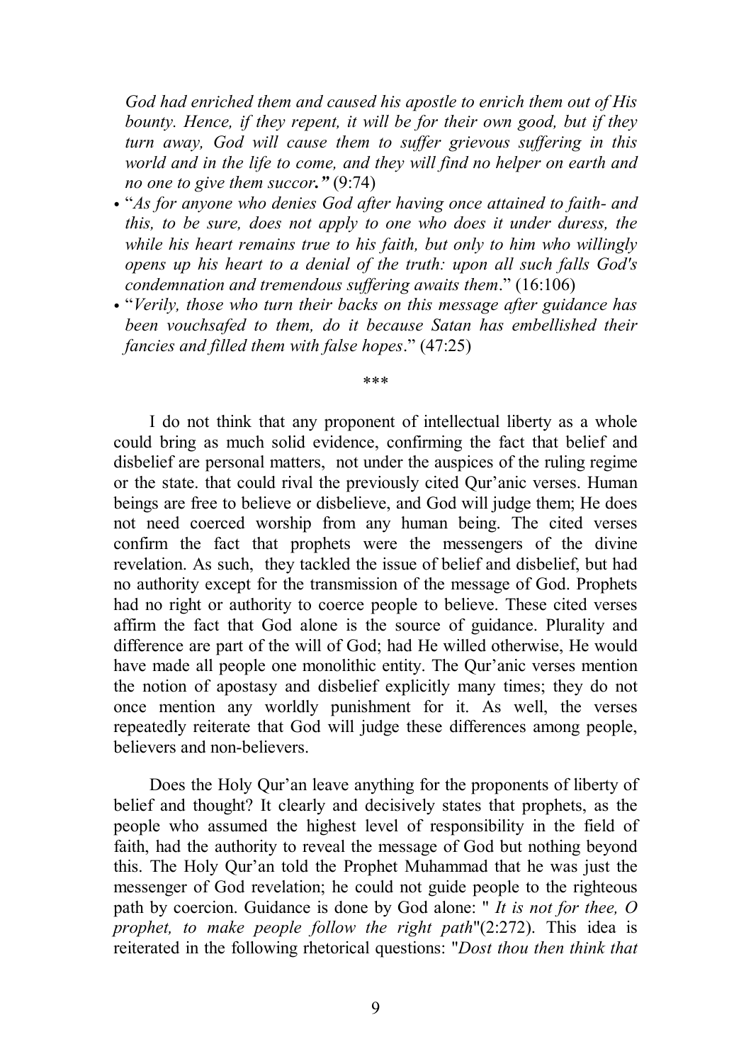*God had enriched them and caused his apostle to enrich them out of His bounty. Hence, if they repent, it will be for their own good, but if they turn away, God will cause them to suffer grievous suffering in this world and in the life to come, and they will find no helper on earth and no one to give them succor."* (9:74)

- "*As for anyone who denies God after having once attained to faith- and this, to be sure, does not apply to one who does it under duress, the while his heart remains true to his faith, but only to him who willingly opens up his heart to a denial of the truth: upon all such falls God's condemnation and tremendous suffering awaits them*." (16:106)
- "*Verily, those who turn their backs on this message after guidance has been vouchsafed to them, do it because Satan has embellished their fancies and filled them with false hopes*." (47:25)

\*\*\*

I do not think that any proponent of intellectual liberty as a whole could bring as much solid evidence, confirming the fact that belief and disbelief are personal matters, not under the auspices of the ruling regime or the state. that could rival the previously cited Qur'anic verses. Human beings are free to believe or disbelieve, and God will judge them; He does not need coerced worship from any human being. The cited verses confirm the fact that prophets were the messengers of the divine revelation. As such, they tackled the issue of belief and disbelief, but had no authority except for the transmission of the message of God. Prophets had no right or authority to coerce people to believe. These cited verses affirm the fact that God alone is the source of guidance. Plurality and difference are part of the will of God; had He willed otherwise, He would have made all people one monolithic entity. The Qur'anic verses mention the notion of apostasy and disbelief explicitly many times; they do not once mention any worldly punishment for it. As well, the verses repeatedly reiterate that God will judge these differences among people, believers and non-believers.

Does the Holy Qur'an leave anything for the proponents of liberty of belief and thought? It clearly and decisively states that prophets, as the people who assumed the highest level of responsibility in the field of faith, had the authority to reveal the message of God but nothing beyond this. The Holy Qur'an told the Prophet Muhammad that he was just the messenger of God revelation; he could not guide people to the righteous path by coercion. Guidance is done by God alone: " *It is not for thee, O prophet, to make people follow the right path*"(2:272). This idea is reiterated in the following rhetorical questions: "*Dost thou then think that*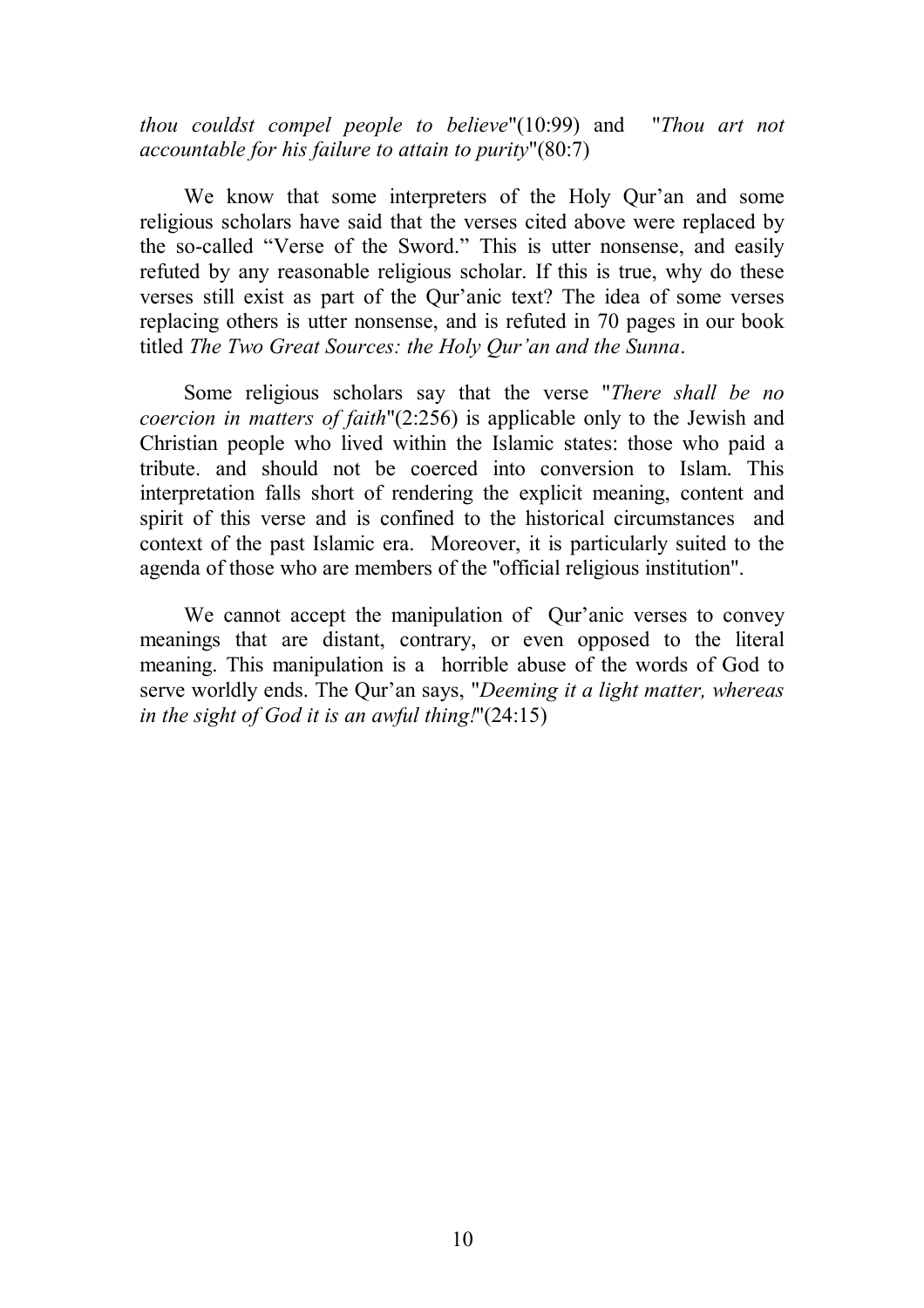*thou couldst compel people to believe*"(10:99) and "*Thou art not accountable for his failure to attain to purity*"(80:7)

We know that some interpreters of the Holy Qur'an and some religious scholars have said that the verses cited above were replaced by the so-called "Verse of the Sword." This is utter nonsense, and easily refuted by any reasonable religious scholar. If this is true, why do these verses still exist as part of the Qur'anic text? The idea of some verses replacing others is utter nonsense, and is refuted in 70 pages in our book titled *The Two Great Sources: the Holy Qur'an and the Sunna*.

Some religious scholars say that the verse "*There shall be no coercion in matters of faith*"(2:256) is applicable only to the Jewish and Christian people who lived within the Islamic states: those who paid a tribute. and should not be coerced into conversion to Islam. This interpretation falls short of rendering the explicit meaning, content and spirit of this verse and is confined to the historical circumstances and context of the past Islamic era. Moreover, it is particularly suited to the agenda of those who are members of the "official religious institution".

We cannot accept the manipulation of Qur'anic verses to convey meanings that are distant, contrary, or even opposed to the literal meaning. This manipulation is a horrible abuse of the words of God to serve worldly ends. The Qur'an says, "*Deeming it a light matter, whereas in the sight of God it is an awful thing!*"(24:15)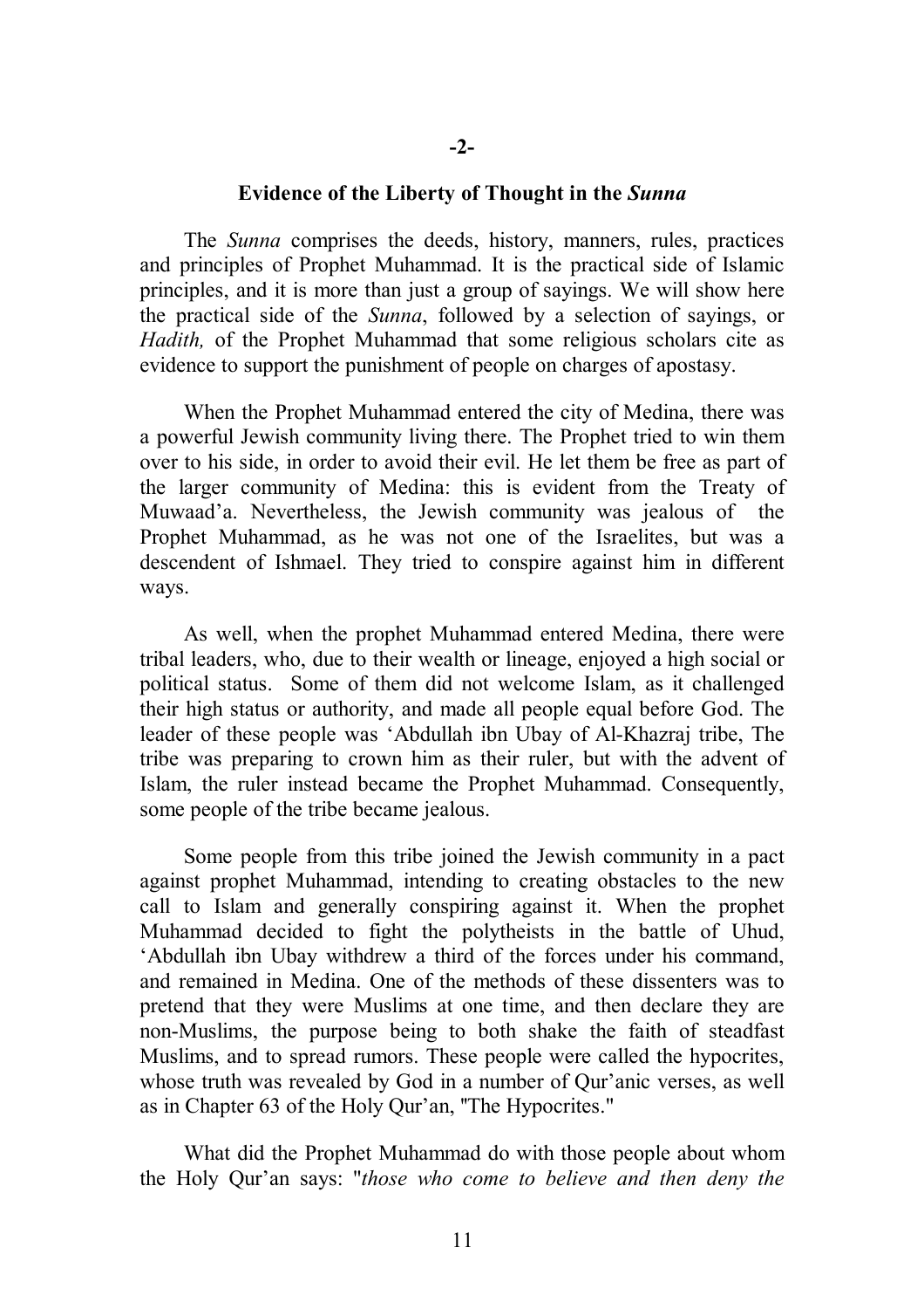**-2-**

## Evidence of the Liberty of Thought in the *Sunna*

The *Sunna* comprises the deeds, history, manners, rules, practices and principles of Prophet Muhammad. It is the practical side of Islamic principles, and it is more than just a group of sayings. We will show here the practical side of the *Sunna*, followed by a selection of sayings, or *Hadith,* of the Prophet Muhammad that some religious scholars cite as evidence to support the punishment of people on charges of apostasy.

When the Prophet Muhammad entered the city of Medina, there was a powerful Jewish community living there. The Prophet tried to win them over to his side, in order to avoid their evil. He let them be free as part of the larger community of Medina: this is evident from the Treaty of Muwaad'a. Nevertheless, the Jewish community was jealous of the Prophet Muhammad, as he was not one of the Israelites, but was a descendent of Ishmael. They tried to conspire against him in different ways.

As well, when the prophet Muhammad entered Medina, there were tribal leaders, who, due to their wealth or lineage, enjoyed a high social or political status. Some of them did not welcome Islam, as it challenged their high status or authority, and made all people equal before God. The leader of these people was 'Abdullah ibn Ubay of Al-Khazraj tribe, The tribe was preparing to crown him as their ruler, but with the advent of Islam, the ruler instead became the Prophet Muhammad. Consequently, some people of the tribe became jealous.

Some people from this tribe joined the Jewish community in a pact against prophet Muhammad, intending to creating obstacles to the new call to Islam and generally conspiring against it. When the prophet Muhammad decided to fight the polytheists in the battle of Uhud, 'Abdullah ibn Ubay withdrew a third of the forces under his command, and remained in Medina. One of the methods of these dissenters was to pretend that they were Muslims at one time, and then declare they are non-Muslims, the purpose being to both shake the faith of steadfast Muslims, and to spread rumors. These people were called the hypocrites, whose truth was revealed by God in a number of Qur'anic verses, as well as in Chapter 63 of the Holy Qur'an, "The Hypocrites."

What did the Prophet Muhammad do with those people about whom the Holy Qur'an says: "*those who come to believe and then deny the*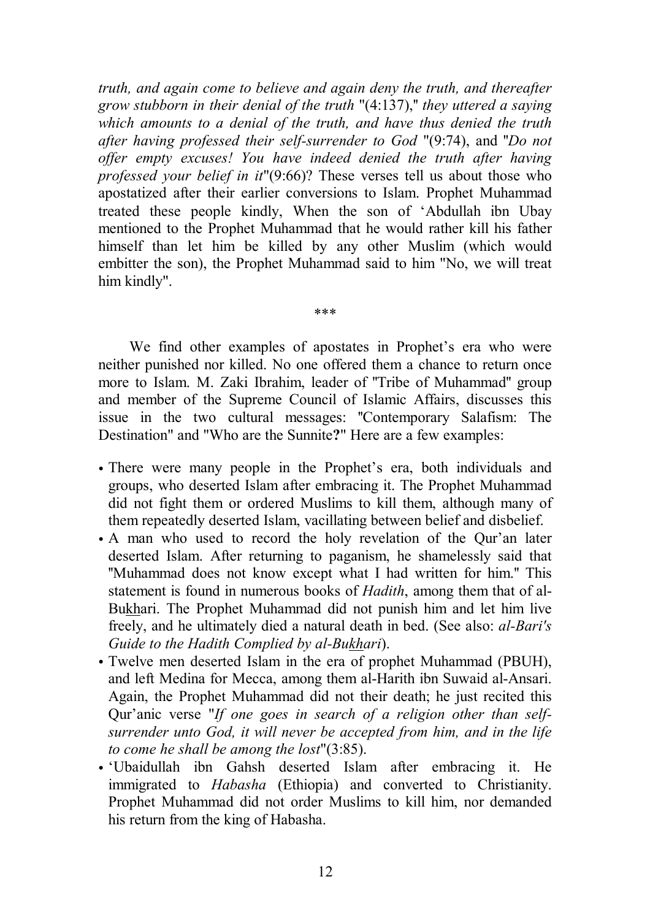*truth, and again come to believe and again deny the truth, and thereafter grow stubborn in their denial of the truth* "(4:137)," *they uttered a saying which amounts to a denial of the truth, and have thus denied the truth after having professed their self-surrender to God* "(9:74), and "*Do not offer empty excuses! You have indeed denied the truth after having professed your belief in it*"(9:66)? These verses tell us about those who apostatized after their earlier conversions to Islam. Prophet Muhammad treated these people kindly, When the son of 'Abdullah ibn Ubay mentioned to the Prophet Muhammad that he would rather kill his father himself than let him be killed by any other Muslim (which would embitter the son), the Prophet Muhammad said to him "No, we will treat him kindly".

\*\*\*

We find other examples of apostates in Prophet's era who were neither punished nor killed. No one offered them a chance to return once more to Islam. M. Zaki Ibrahim, leader of "Tribe of Muhammad" group and member of the Supreme Council of Islamic Affairs, discusses this issue in the two cultural messages: "Contemporary Salafism: The Destination" and "Who are the Sunnite**?**" Here are a few examples:

- There were many people in the Prophet's era, both individuals and groups, who deserted Islam after embracing it. The Prophet Muhammad did not fight them or ordered Muslims to kill them, although many of them repeatedly deserted Islam, vacillating between belief and disbelief.
- A man who used to record the holy revelation of the Qur'an later deserted Islam. After returning to paganism, he shamelessly said that "Muhammad does not know except what I had written for him." This statement is found in numerous books of *Hadith*, among them that of al-Bukhari. The Prophet Muhammad did not punish him and let him live freely, and he ultimately died a natural death in bed. (See also: *al-Bari's Guide to the Hadith Complied by al-Bukhari*).
- Twelve men deserted Islam in the era of prophet Muhammad (PBUH), and left Medina for Mecca, among them al-Harith ibn Suwaid al-Ansari. Again, the Prophet Muhammad did not their death; he just recited this Qur'anic verse "*If one goes in search of a religion other than self-surrender unto God, it will never be accepted from him, and in the life to come he shall be among the lost*"(3:85).
- 'Ubaidullah ibn Gahsh deserted Islam after embracing it. He immigrated to *Habasha* (Ethiopia) and converted to Christianity. Prophet Muhammad did not order Muslims to kill him, nor demanded his return from the king of Habasha.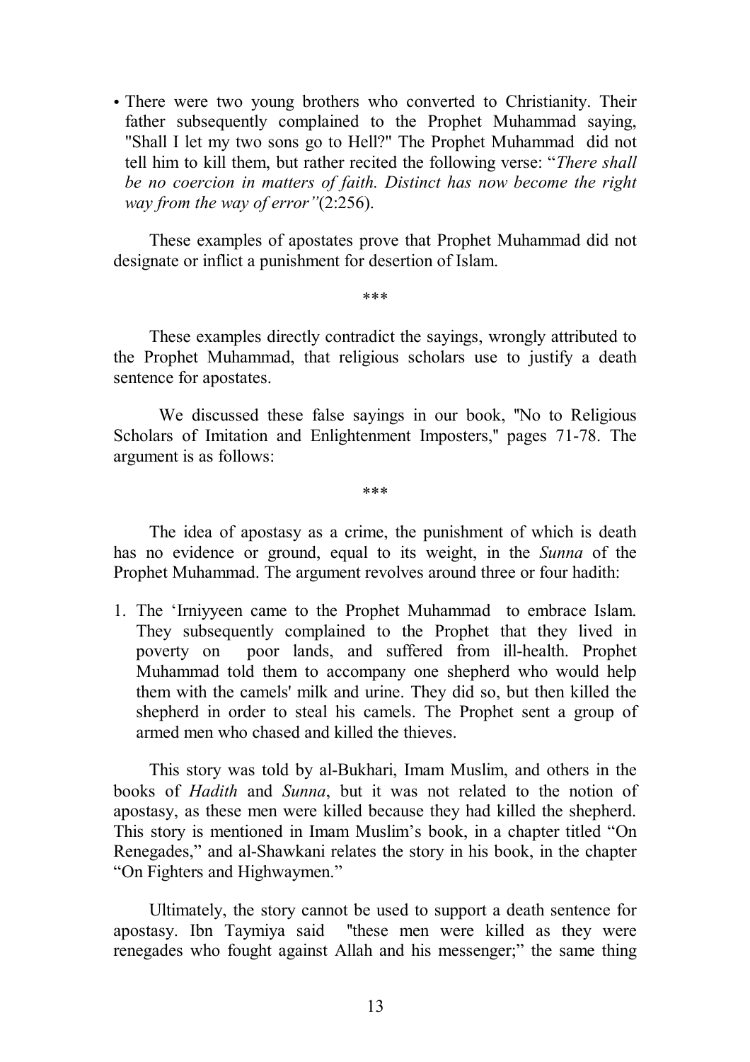- There were two young brothers who converted to Christianity. Their father subsequently complained to the Prophet Muhammad saying, "Shall I let my two sons go to Hell?" The Prophet Muhammad did not tell him to kill them, but rather recited the following verse: "*There shall be no coercion in matters of faith. Distinct has now become the right way from the way of error"*(2:256).

These examples of apostates prove that Prophet Muhammad did not designate or inflict a punishment for desertion of Islam.

\*\*\*

These examples directly contradict the sayings, wrongly attributed to the Prophet Muhammad, that religious scholars use to justify a death sentence for apostates.

We discussed these false sayings in our book, "No to Religious Scholars of Imitation and Enlightenment Imposters," pages 71-78. The argument is as follows:

\*\*\*

The idea of apostasy as a crime, the punishment of which is death has no evidence or ground, equal to its weight, in the *Sunna* of the Prophet Muhammad. The argument revolves around three or four hadith:

1. The 'Irniyyeen came to the Prophet Muhammad to embrace Islam. They subsequently complained to the Prophet that they lived in poverty on poor lands, and suffered from ill-health. Prophet Muhammad told them to accompany one shepherd who would help them with the camels' milk and urine. They did so, but then killed the shepherd in order to steal his camels. The Prophet sent a group of armed men who chased and killed the thieves.

This story was told by al-Bukhari, Imam Muslim, and others in the books of *Hadith* and *Sunna*, but it was not related to the notion of apostasy, as these men were killed because they had killed the shepherd. This story is mentioned in Imam Muslim's book, in a chapter titled "On Renegades," and al-Shawkani relates the story in his book, in the chapter "On Fighters and Highwaymen."

Ultimately, the story cannot be used to support a death sentence for apostasy. Ibn Taymiya said "these men were killed as they were renegades who fought against Allah and his messenger;" the same thing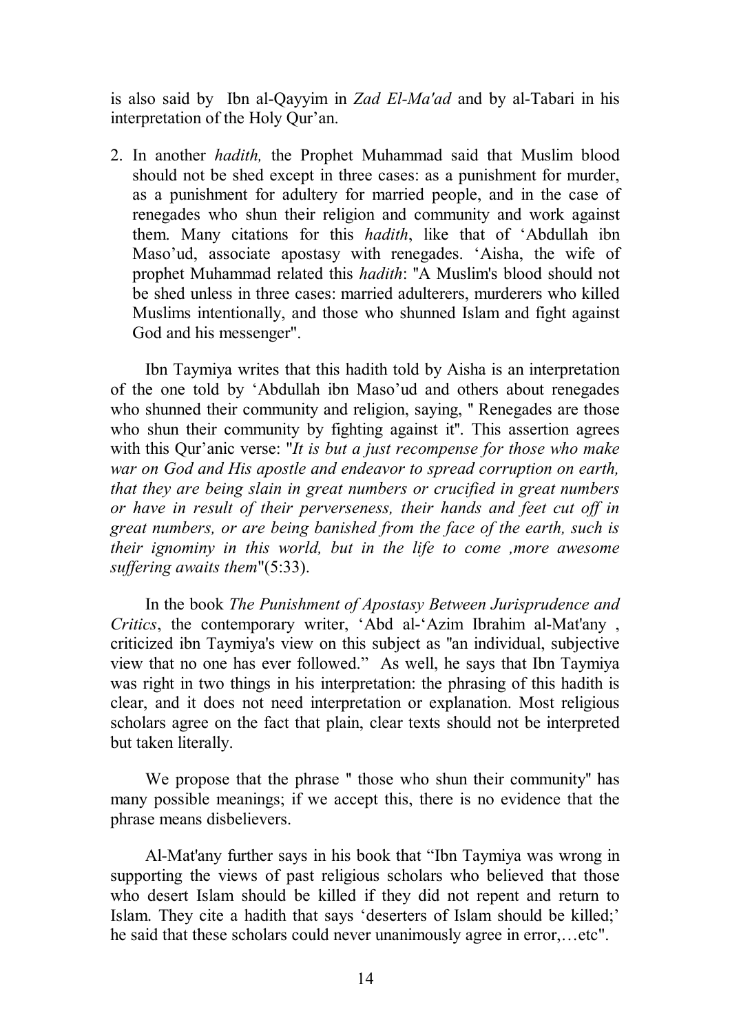is also said by Ibn al-Qayyim in *Zad El-Ma'ad* and by al-Tabari in his interpretation of the Holy Qur'an.

2. In another *hadith,* the Prophet Muhammad said that Muslim blood should not be shed except in three cases: as a punishment for murder, as a punishment for adultery for married people, and in the case of renegades who shun their religion and community and work against them. Many citations for this *hadith*, like that of 'Abdullah ibn Maso'ud, associate apostasy with renegades. 'Aisha, the wife of prophet Muhammad related this *hadith*: "A Muslim's blood should not be shed unless in three cases: married adulterers, murderers who killed Muslims intentionally, and those who shunned Islam and fight against God and his messenger".

Ibn Taymiya writes that this hadith told by Aisha is an interpretation of the one told by 'Abdullah ibn Maso'ud and others about renegades who shunned their community and religion, saying, " Renegades are those who shun their community by fighting against it". This assertion agrees with this Qur'anic verse: "*It is but a just recompense for those who make war on God and His apostle and endeavor to spread corruption on earth, that they are being slain in great numbers or crucified in great numbers or have in result of their perverseness, their hands and feet cut off in great numbers, or are being banished from the face of the earth, such is their ignominy in this world, but in the life to come ,more awesome suffering awaits them*"(5:33).

In the book *The Punishment of Apostasy Between Jurisprudence and Critics*, the contemporary writer, 'Abd al-'Azim Ibrahim al-Mat'any , criticized ibn Taymiya's view on this subject as "an individual, subjective view that no one has ever followed." As well, he says that Ibn Taymiya was right in two things in his interpretation: the phrasing of this hadith is clear, and it does not need interpretation or explanation. Most religious scholars agree on the fact that plain, clear texts should not be interpreted but taken literally.

We propose that the phrase " those who shun their community" has many possible meanings; if we accept this, there is no evidence that the phrase means disbelievers.

Al-Mat'any further says in his book that "Ibn Taymiya was wrong in supporting the views of past religious scholars who believed that those who desert Islam should be killed if they did not repent and return to Islam. They cite a hadith that says 'deserters of Islam should be killed;' he said that these scholars could never unanimously agree in error,…etc".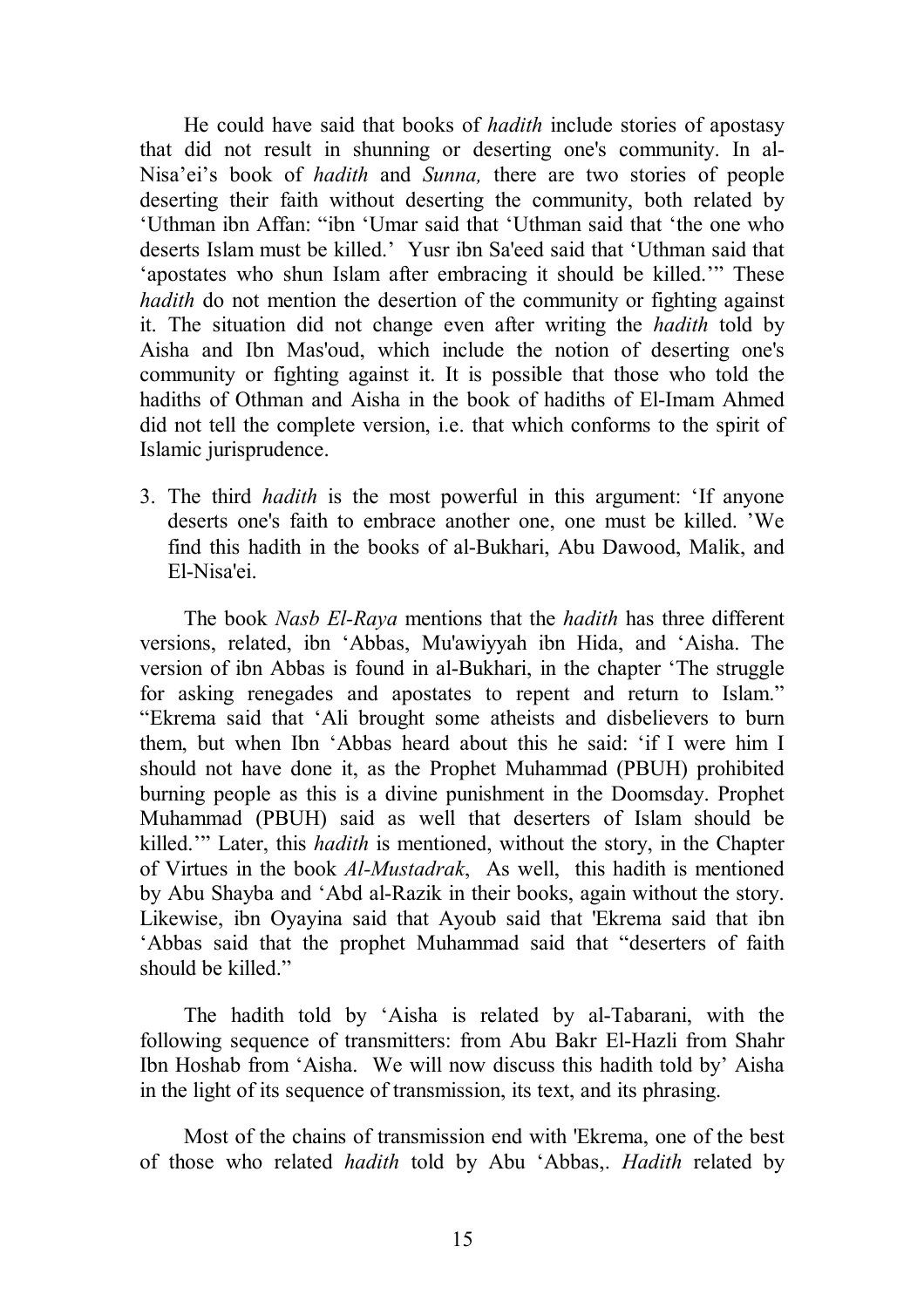He could have said that books of *hadith* include stories of apostasy that did not result in shunning or deserting one's community. In al-Nisa'ei's book of *hadith* and *Sunna,* there are two stories of people deserting their faith without deserting the community, both related by 'Uthman ibn Affan: "ibn 'Umar said that 'Uthman said that 'the one who deserts Islam must be killed.' Yusr ibn Sa'eed said that 'Uthman said that 'apostates who shun Islam after embracing it should be killed.'" These *hadith* do not mention the desertion of the community or fighting against it. The situation did not change even after writing the *hadith* told by Aisha and Ibn Mas'oud, which include the notion of deserting one's community or fighting against it. It is possible that those who told the hadiths of Othman and Aisha in the book of hadiths of El-Imam Ahmed did not tell the complete version, i.e. that which conforms to the spirit of Islamic jurisprudence.

3. The third *hadith* is the most powerful in this argument: 'If anyone deserts one's faith to embrace another one, one must be killed. 'We find this hadith in the books of al-Bukhari, Abu Dawood, Malik, and El-Nisa'ei.

The book *Nasb El-Raya* mentions that the *hadith* has three different versions, related, ibn 'Abbas, Mu'awiyyah ibn Hida, and 'Aisha. The version of ibn Abbas is found in al-Bukhari, in the chapter 'The struggle for asking renegades and apostates to repent and return to Islam." "Ekrema said that 'Ali brought some atheists and disbelievers to burn them, but when Ibn 'Abbas heard about this he said: 'if I were him I should not have done it, as the Prophet Muhammad (PBUH) prohibited burning people as this is a divine punishment in the Doomsday. Prophet Muhammad (PBUH) said as well that deserters of Islam should be killed.'" Later, this *hadith* is mentioned, without the story, in the Chapter of Virtues in the book *Al-Mustadrak*, As well, this hadith is mentioned by Abu Shayba and 'Abd al-Razik in their books, again without the story. Likewise, ibn Oyayina said that Ayoub said that 'Ekrema said that ibn 'Abbas said that the prophet Muhammad said that "deserters of faith should be killed."

The hadith told by 'Aisha is related by al-Tabarani, with the following sequence of transmitters: from Abu Bakr El-Hazli from Shahr Ibn Hoshab from 'Aisha. We will now discuss this hadith told by' Aisha in the light of its sequence of transmission, its text, and its phrasing.

Most of the chains of transmission end with 'Ekrema, one of the best of those who related *hadith* told by Abu 'Abbas,. *Hadith* related by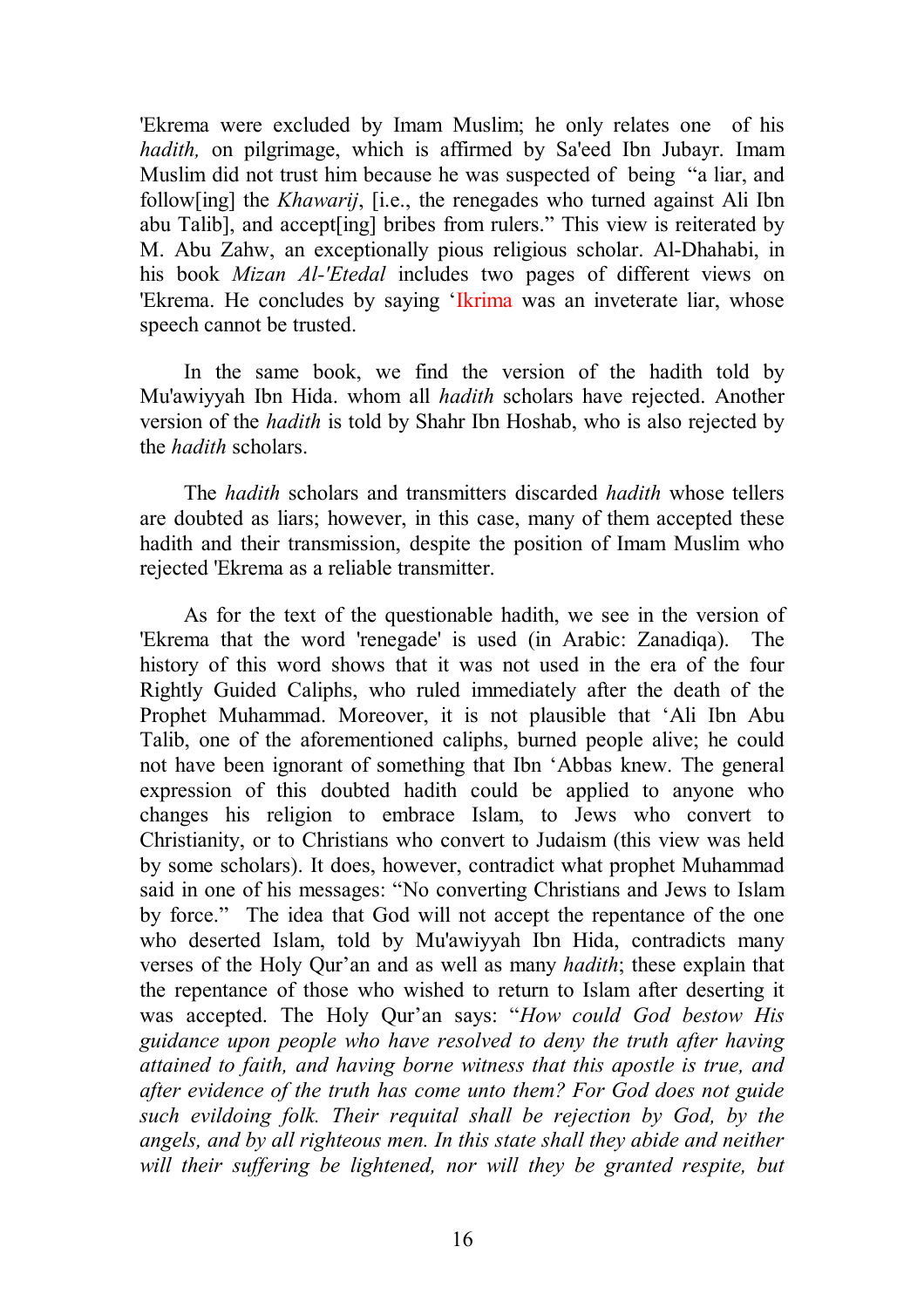'Ekrema were excluded by Imam Muslim; he only relates one of his *hadith,* on pilgrimage, which is affirmed by Sa'eed Ibn Jubayr. Imam Muslim did not trust him because he was suspected of being "a liar, and follow[ing] the *Khawarij*, [i.e., the renegades who turned against Ali Ibn abu Talib], and accept[ing] bribes from rulers." This view is reiterated by M. Abu Zahw, an exceptionally pious religious scholar. Al-Dhahabi, in his book *Mizan Al-'Etedal* includes two pages of different views on 'Ekrema. He concludes by saying 'Ikrima was an inveterate liar, whose speech cannot be trusted.

In the same book, we find the version of the hadith told by Mu'awiyyah Ibn Hida. whom all *hadith* scholars have rejected. Another version of the *hadith* is told by Shahr Ibn Hoshab, who is also rejected by the *hadith* scholars.

The *hadith* scholars and transmitters discarded *hadith* whose tellers are doubted as liars; however, in this case, many of them accepted these hadith and their transmission, despite the position of Imam Muslim who rejected 'Ekrema as a reliable transmitter.

As for the text of the questionable hadith, we see in the version of 'Ekrema that the word 'renegade' is used (in Arabic: Zanadiqa). The history of this word shows that it was not used in the era of the four Rightly Guided Caliphs, who ruled immediately after the death of the Prophet Muhammad. Moreover, it is not plausible that 'Ali Ibn Abu Talib, one of the aforementioned caliphs, burned people alive; he could not have been ignorant of something that Ibn 'Abbas knew. The general expression of this doubted hadith could be applied to anyone who changes his religion to embrace Islam, to Jews who convert to Christianity, or to Christians who convert to Judaism (this view was held by some scholars). It does, however, contradict what prophet Muhammad said in one of his messages: "No converting Christians and Jews to Islam by force." The idea that God will not accept the repentance of the one who deserted Islam, told by Mu'awiyyah Ibn Hida, contradicts many verses of the Holy Qur'an and as well as many *hadith*; these explain that the repentance of those who wished to return to Islam after deserting it was accepted. The Holy Qur'an says: "*How could God bestow His guidance upon people who have resolved to deny the truth after having attained to faith, and having borne witness that this apostle is true, and after evidence of the truth has come unto them? For God does not guide such evildoing folk. Their requital shall be rejection by God, by the angels, and by all righteous men. In this state shall they abide and neither will their suffering be lightened, nor will they be granted respite, but*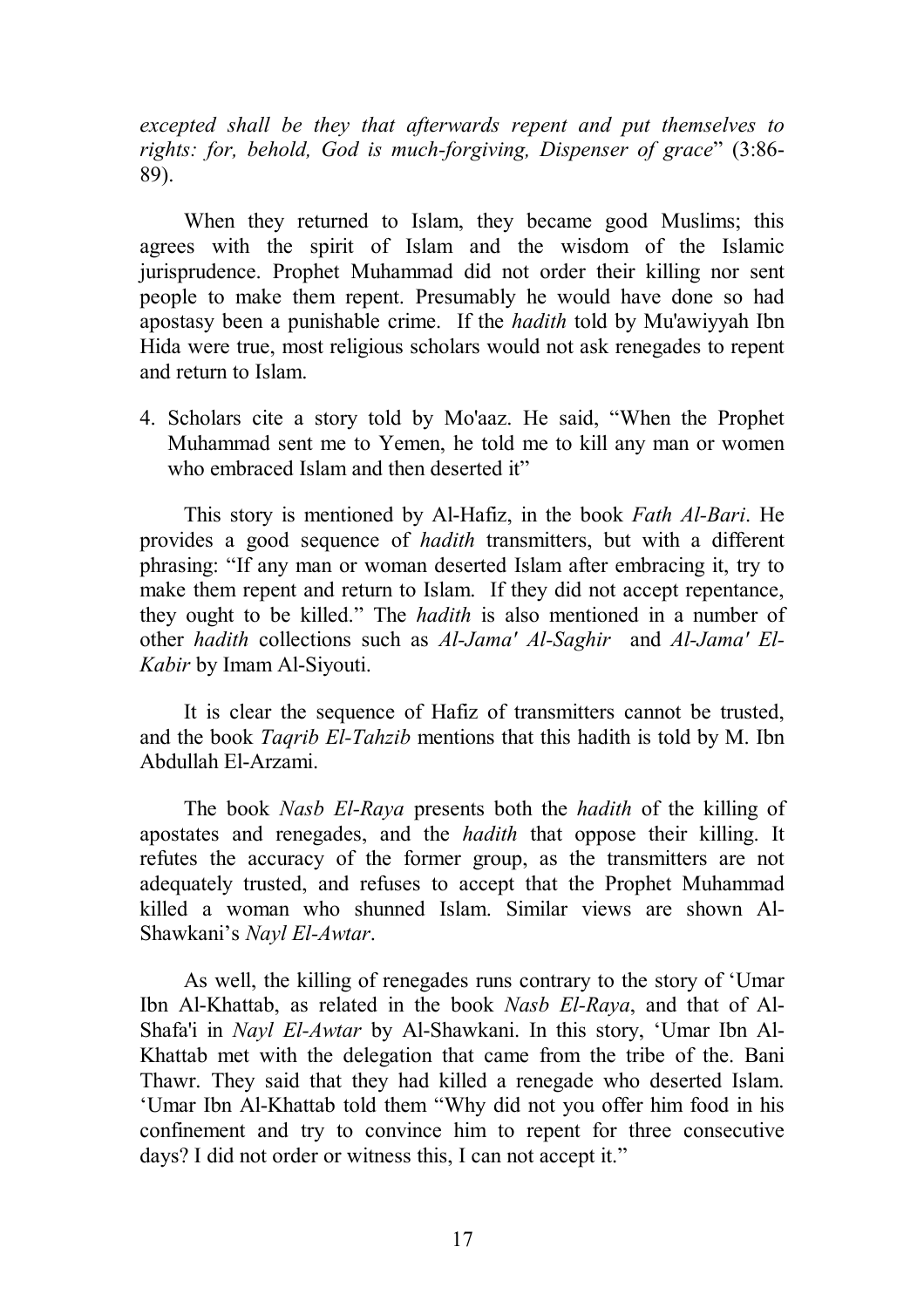*excepted shall be they that afterwards repent and put themselves to rights: for, behold, God is much-forgiving, Dispenser of grace*" (3:86-89).

When they returned to Islam, they became good Muslims; this agrees with the spirit of Islam and the wisdom of the Islamic jurisprudence. Prophet Muhammad did not order their killing nor sent people to make them repent. Presumably he would have done so had apostasy been a punishable crime. If the *hadith* told by Mu'awiyyah Ibn Hida were true, most religious scholars would not ask renegades to repent and return to Islam.

4. Scholars cite a story told by Mo'aaz. He said, "When the Prophet Muhammad sent me to Yemen, he told me to kill any man or women who embraced Islam and then deserted it"

This story is mentioned by Al-Hafiz, in the book *Fath Al-Bari*. He provides a good sequence of *hadith* transmitters, but with a different phrasing: "If any man or woman deserted Islam after embracing it, try to make them repent and return to Islam. If they did not accept repentance, they ought to be killed." The *hadith* is also mentioned in a number of other *hadith* collections such as *Al-Jama' Al-Saghir* and *Al-Jama' El-Kabir* by Imam Al-Siyouti.

It is clear the sequence of Hafiz of transmitters cannot be trusted, and the book *Taqrib El-Tahzib* mentions that this hadith is told by M. Ibn Abdullah El-Arzami.

The book *Nasb El-Raya* presents both the *hadith* of the killing of apostates and renegades, and the *hadith* that oppose their killing. It refutes the accuracy of the former group, as the transmitters are not adequately trusted, and refuses to accept that the Prophet Muhammad killed a woman who shunned Islam. Similar views are shown Al-Shawkani's *Nayl El-Awtar*.

As well, the killing of renegades runs contrary to the story of 'Umar Ibn Al-Khattab, as related in the book *Nasb El-Raya*, and that of Al-Shafa'i in *Nayl El-Awtar* by Al-Shawkani. In this story, 'Umar Ibn Al-Khattab met with the delegation that came from the tribe of the. Bani Thawr. They said that they had killed a renegade who deserted Islam. 'Umar Ibn Al-Khattab told them "Why did not you offer him food in his confinement and try to convince him to repent for three consecutive days? I did not order or witness this, I can not accept it."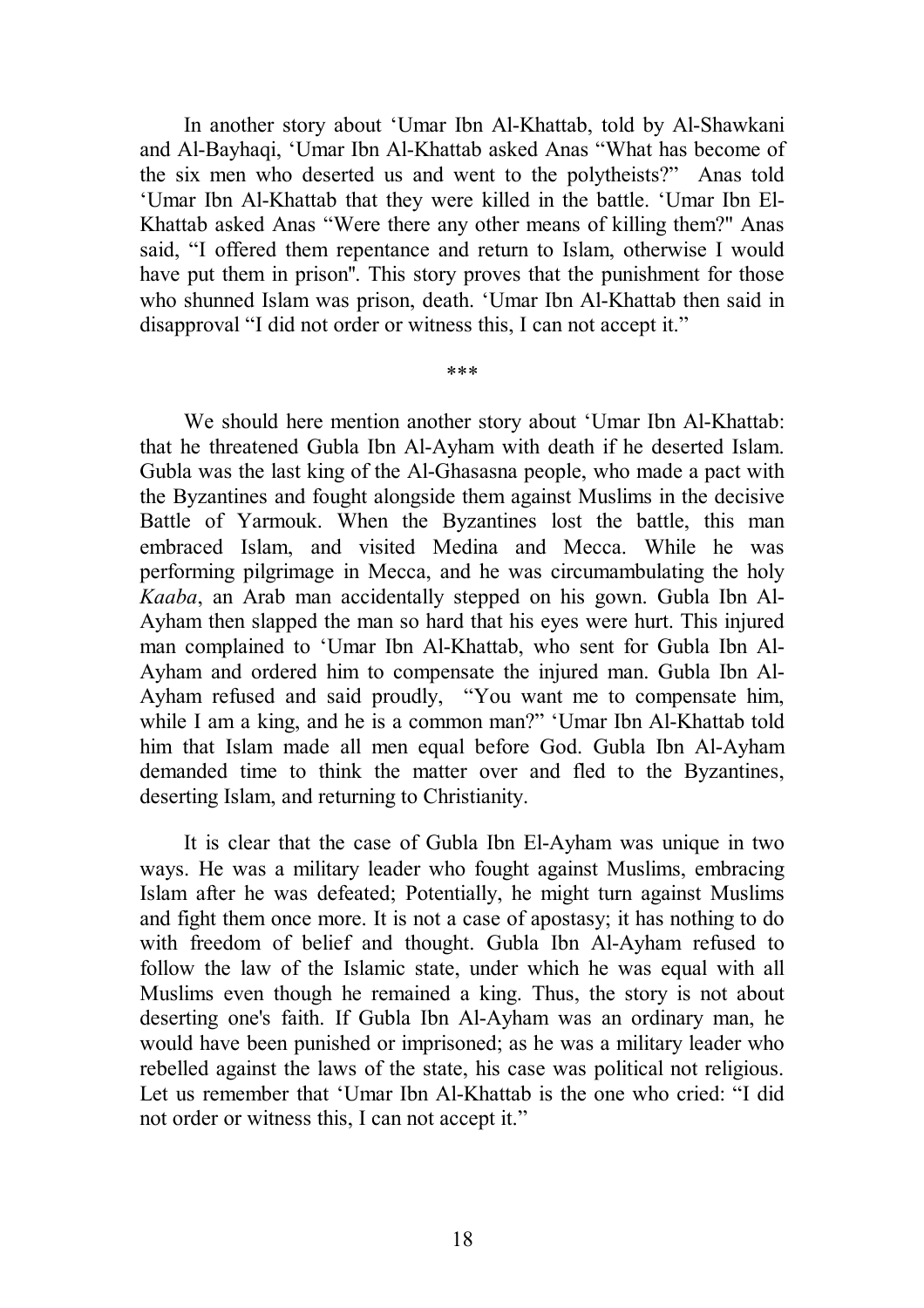In another story about 'Umar Ibn Al-Khattab, told by Al-Shawkani and Al-Bayhaqi, 'Umar Ibn Al-Khattab asked Anas "What has become of the six men who deserted us and went to the polytheists?" Anas told 'Umar Ibn Al-Khattab that they were killed in the battle. 'Umar Ibn El-Khattab asked Anas "Were there any other means of killing them?" Anas said, "I offered them repentance and return to Islam, otherwise I would have put them in prison". This story proves that the punishment for those who shunned Islam was prison, death. 'Umar Ibn Al-Khattab then said in disapproval "I did not order or witness this, I can not accept it."

\*\*\*

We should here mention another story about 'Umar Ibn Al-Khattab: that he threatened Gubla Ibn Al-Ayham with death if he deserted Islam. Gubla was the last king of the Al-Ghasasna people, who made a pact with the Byzantines and fought alongside them against Muslims in the decisive Battle of Yarmouk. When the Byzantines lost the battle, this man embraced Islam, and visited Medina and Mecca. While he was performing pilgrimage in Mecca, and he was circumambulating the holy *Kaaba*, an Arab man accidentally stepped on his gown. Gubla Ibn Al-Ayham then slapped the man so hard that his eyes were hurt. This injured man complained to 'Umar Ibn Al-Khattab, who sent for Gubla Ibn Al-Ayham and ordered him to compensate the injured man. Gubla Ibn Al-Ayham refused and said proudly, "You want me to compensate him, while I am a king, and he is a common man?" 'Umar Ibn Al-Khattab told him that Islam made all men equal before God. Gubla Ibn Al-Ayham demanded time to think the matter over and fled to the Byzantines, deserting Islam, and returning to Christianity.

It is clear that the case of Gubla Ibn El-Ayham was unique in two ways. He was a military leader who fought against Muslims, embracing Islam after he was defeated; Potentially, he might turn against Muslims and fight them once more. It is not a case of apostasy; it has nothing to do with freedom of belief and thought. Gubla Ibn Al-Ayham refused to follow the law of the Islamic state, under which he was equal with all Muslims even though he remained a king. Thus, the story is not about deserting one's faith. If Gubla Ibn Al-Ayham was an ordinary man, he would have been punished or imprisoned; as he was a military leader who rebelled against the laws of the state, his case was political not religious. Let us remember that 'Umar Ibn Al-Khattab is the one who cried: "I did not order or witness this, I can not accept it."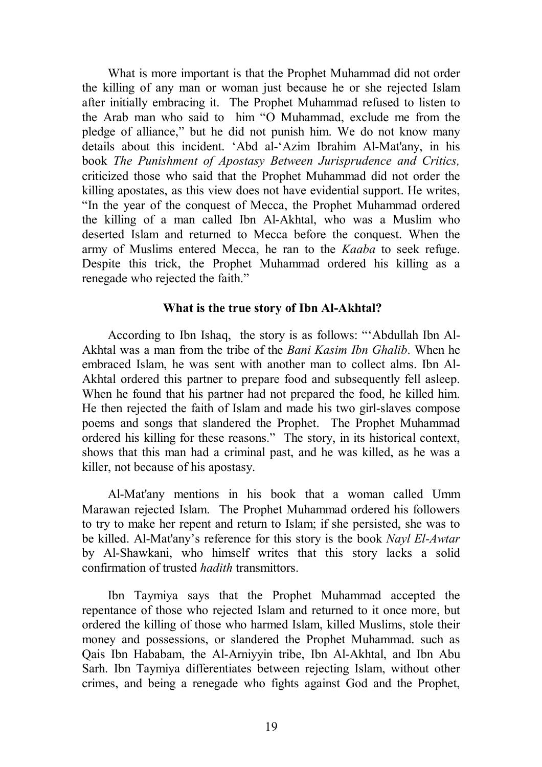What is more important is that the Prophet Muhammad did not order the killing of any man or woman just because he or she rejected Islam after initially embracing it. The Prophet Muhammad refused to listen to the Arab man who said to him "O Muhammad, exclude me from the pledge of alliance," but he did not punish him. We do not know many details about this incident. 'Abd al-'Azim Ibrahim Al-Mat'any, in his book *The Punishment of Apostasy Between Jurisprudence and Critics,* criticized those who said that the Prophet Muhammad did not order the killing apostates, as this view does not have evidential support. He writes, "In the year of the conquest of Mecca, the Prophet Muhammad ordered the killing of a man called Ibn Al-Akhtal, who was a Muslim who deserted Islam and returned to Mecca before the conquest. When the army of Muslims entered Mecca, he ran to the *Kaaba* to seek refuge. Despite this trick, the Prophet Muhammad ordered his killing as a renegade who rejected the faith."

### What is the true story of Ibn Al-Akhtal?

According to Ibn Ishaq, the story is as follows: "'Abdullah Ibn Al-Akhtal was a man from the tribe of the *Bani Kasim Ibn Ghalib*. When he embraced Islam, he was sent with another man to collect alms. Ibn Al-Akhtal ordered this partner to prepare food and subsequently fell asleep. When he found that his partner had not prepared the food, he killed him. He then rejected the faith of Islam and made his two girl-slaves compose poems and songs that slandered the Prophet. The Prophet Muhammad ordered his killing for these reasons." The story, in its historical context, shows that this man had a criminal past, and he was killed, as he was a killer, not because of his apostasy.

Al-Mat'any mentions in his book that a woman called Umm Marawan rejected Islam. The Prophet Muhammad ordered his followers to try to make her repent and return to Islam; if she persisted, she was to be killed. Al-Mat'any's reference for this story is the book *Nayl El-Awtar* by Al-Shawkani, who himself writes that this story lacks a solid confirmation of trusted *hadith* transmittors.

Ibn Taymiya says that the Prophet Muhammad accepted the repentance of those who rejected Islam and returned to it once more, but ordered the killing of those who harmed Islam, killed Muslims, stole their money and possessions, or slandered the Prophet Muhammad. such as Qais Ibn Hababam, the Al-Arniyyin tribe, Ibn Al-Akhtal, and Ibn Abu Sarh. Ibn Taymiya differentiates between rejecting Islam, without other crimes, and being a renegade who fights against God and the Prophet,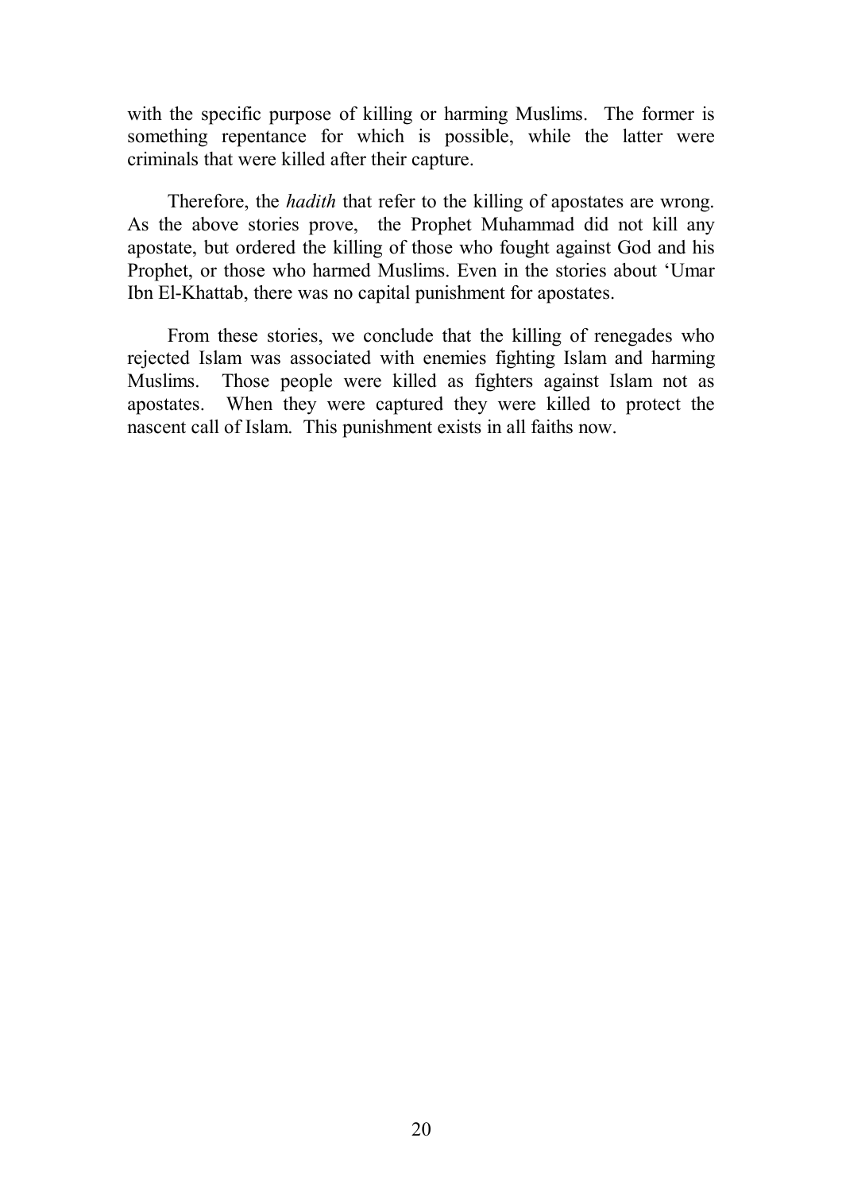with the specific purpose of killing or harming Muslims. The former is something repentance for which is possible, while the latter were criminals that were killed after their capture.

Therefore, the *hadith* that refer to the killing of apostates are wrong. As the above stories prove, the Prophet Muhammad did not kill any apostate, but ordered the killing of those who fought against God and his Prophet, or those who harmed Muslims. Even in the stories about 'Umar Ibn El-Khattab, there was no capital punishment for apostates.

From these stories, we conclude that the killing of renegades who rejected Islam was associated with enemies fighting Islam and harming Muslims. Those people were killed as fighters against Islam not as apostates. When they were captured they were killed to protect the nascent call of Islam. This punishment exists in all faiths now.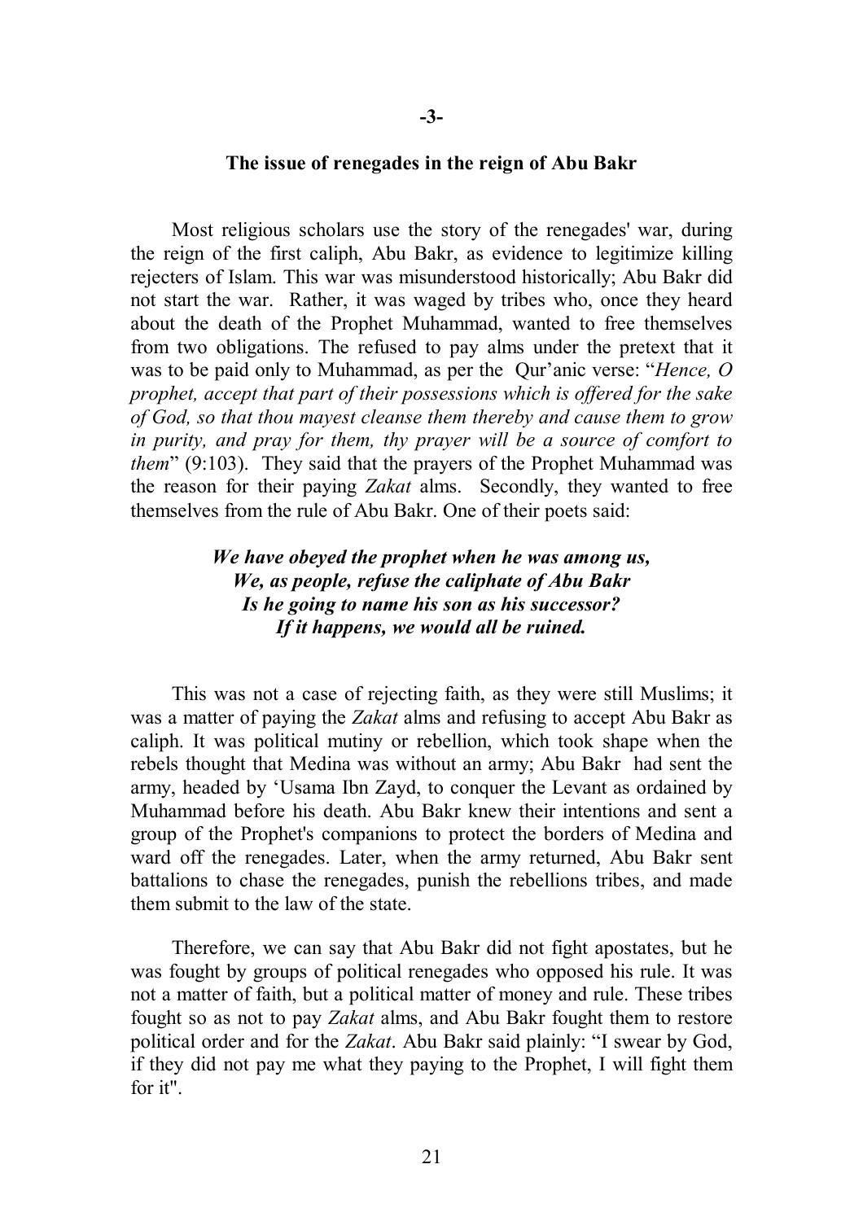## -3-

## The issue of renegades in the reign of Abu Bakr

Most religious scholars use the story of the renegades' war, during the reign of the first caliph, Abu Bakr, as evidence to legitimize killing rejecters of Islam. This war was misunderstood historically; Abu Bakr did not start the war. Rather, it was waged by tribes who, once they heard about the death of the Prophet Muhammad, wanted to free themselves from two obligations. The refused to pay alms under the pretext that it was to be paid only to Muhammad, as per the Qur'anic verse: "*Hence, O prophet, accept that part of their possessions which is offered for the sake of God, so that thou mayest cleanse them thereby and cause them to grow in purity, and pray for them, thy prayer will be a source of comfort to them*" (9:103). They said that the prayers of the Prophet Muhammad was the reason for their paying *Zakat* alms. Secondly, they wanted to free themselves from the rule of Abu Bakr. One of their poets said:

> ***We have obeyed the prophet when he was among us,***
> ***We, as people, refuse the caliphate of Abu Bakr***
> ***Is he going to name his son as his successor?***
> ***If it happens, we would all be ruined.***

This was not a case of rejecting faith, as they were still Muslims; it was a matter of paying the *Zakat* alms and refusing to accept Abu Bakr as caliph. It was political mutiny or rebellion, which took shape when the rebels thought that Medina was without an army; Abu Bakr had sent the army, headed by 'Usama Ibn Zayd, to conquer the Levant as ordained by Muhammad before his death. Abu Bakr knew their intentions and sent a group of the Prophet's companions to protect the borders of Medina and ward off the renegades. Later, when the army returned, Abu Bakr sent battalions to chase the renegades, punish the rebellions tribes, and made them submit to the law of the state.

Therefore, we can say that Abu Bakr did not fight apostates, but he was fought by groups of political renegades who opposed his rule. It was not a matter of faith, but a political matter of money and rule. These tribes fought so as not to pay *Zakat* alms, and Abu Bakr fought them to restore political order and for the *Zakat*. Abu Bakr said plainly: "I swear by God, if they did not pay me what they paying to the Prophet, I will fight them for it".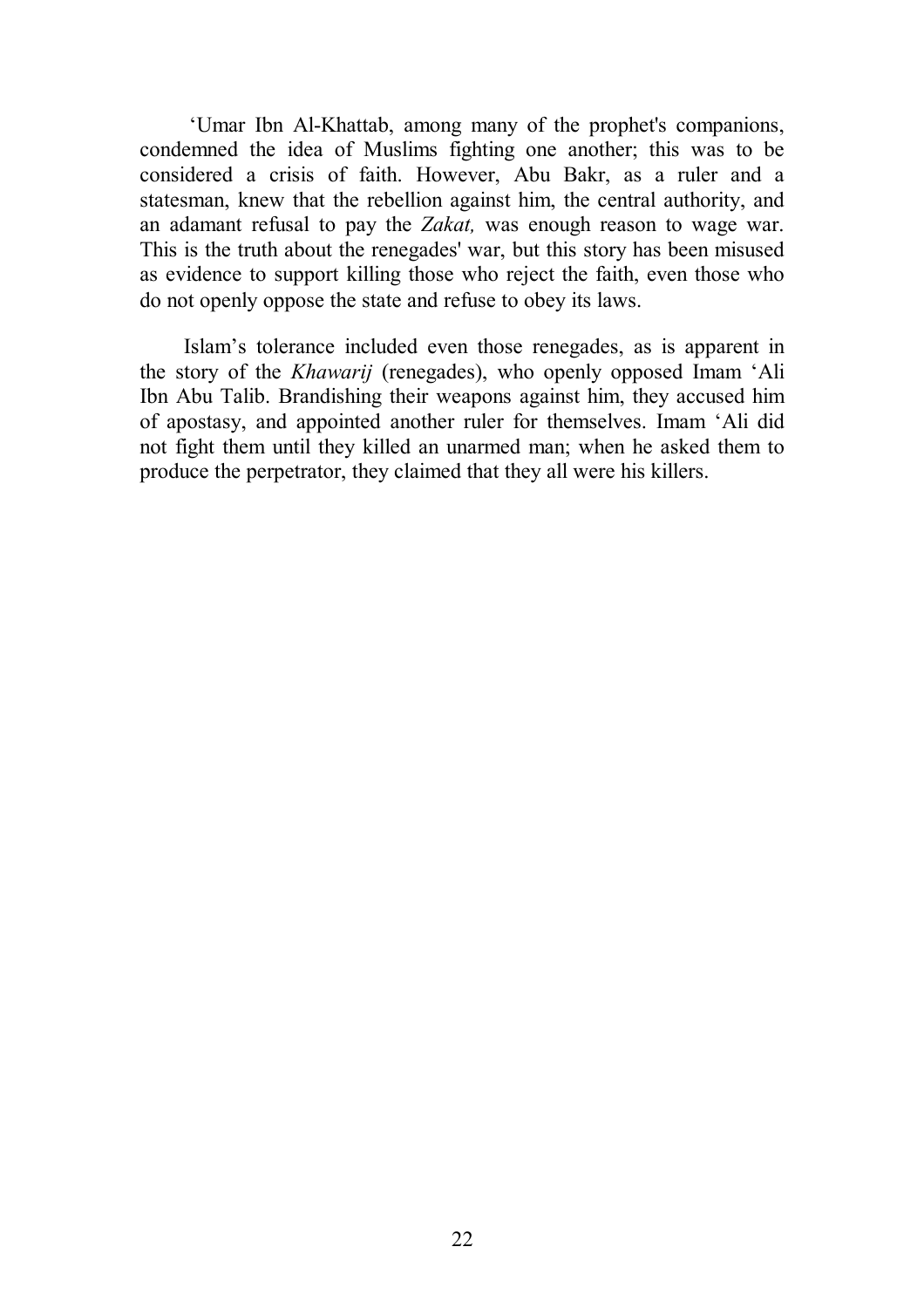‘Umar Ibn Al-Khattab, among many of the prophet's companions, condemned the idea of Muslims fighting one another; this was to be considered a crisis of faith. However, Abu Bakr, as a ruler and a statesman, knew that the rebellion against him, the central authority, and an adamant refusal to pay the *Zakat,* was enough reason to wage war. This is the truth about the renegades' war, but this story has been misused as evidence to support killing those who reject the faith, even those who do not openly oppose the state and refuse to obey its laws.

Islam’s tolerance included even those renegades, as is apparent in the story of the *Khawarij* (renegades), who openly opposed Imam ‘Ali Ibn Abu Talib. Brandishing their weapons against him, they accused him of apostasy, and appointed another ruler for themselves. Imam ‘Ali did not fight them until they killed an unarmed man; when he asked them to produce the perpetrator, they claimed that they all were his killers.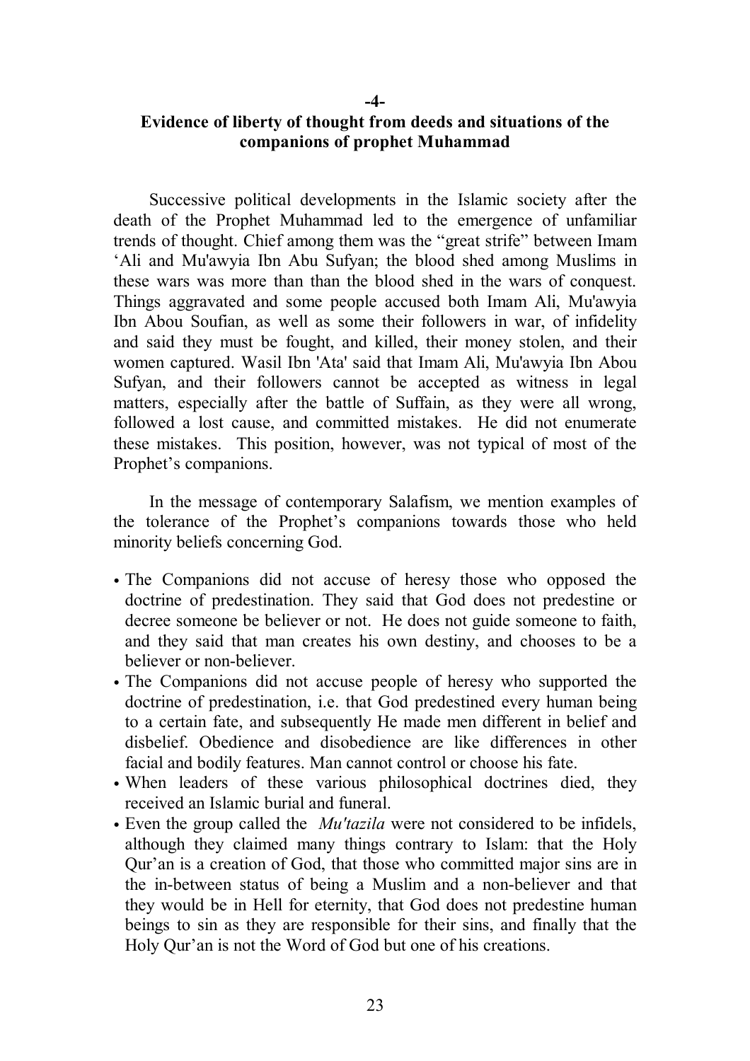## -4-

## Evidence of liberty of thought from deeds and situations of the companions of prophet Muhammad

Successive political developments in the Islamic society after the death of the Prophet Muhammad led to the emergence of unfamiliar trends of thought. Chief among them was the "great strife" between Imam 'Ali and Mu'awyia Ibn Abu Sufyan; the blood shed among Muslims in these wars was more than than the blood shed in the wars of conquest. Things aggravated and some people accused both Imam Ali, Mu'awyia Ibn Abou Soufian, as well as some their followers in war, of infidelity and said they must be fought, and killed, their money stolen, and their women captured. Wasil Ibn 'Ata' said that Imam Ali, Mu'awyia Ibn Abou Sufyan, and their followers cannot be accepted as witness in legal matters, especially after the battle of Suffain, as they were all wrong, followed a lost cause, and committed mistakes. He did not enumerate these mistakes. This position, however, was not typical of most of the Prophet's companions.

In the message of contemporary Salafism, we mention examples of the tolerance of the Prophet's companions towards those who held minority beliefs concerning God.

- The Companions did not accuse of heresy those who opposed the doctrine of predestination. They said that God does not predestine or decree someone be believer or not. He does not guide someone to faith, and they said that man creates his own destiny, and chooses to be a believer or non-believer.
- The Companions did not accuse people of heresy who supported the doctrine of predestination, i.e. that God predestined every human being to a certain fate, and subsequently He made men different in belief and disbelief. Obedience and disobedience are like differences in other facial and bodily features. Man cannot control or choose his fate.
- When leaders of these various philosophical doctrines died, they received an Islamic burial and funeral.
- Even the group called the *Mu'tazila* were not considered to be infidels, although they claimed many things contrary to Islam: that the Holy Qur'an is a creation of God, that those who committed major sins are in the in-between status of being a Muslim and a non-believer and that they would be in Hell for eternity, that God does not predestine human beings to sin as they are responsible for their sins, and finally that the Holy Qur'an is not the Word of God but one of his creations.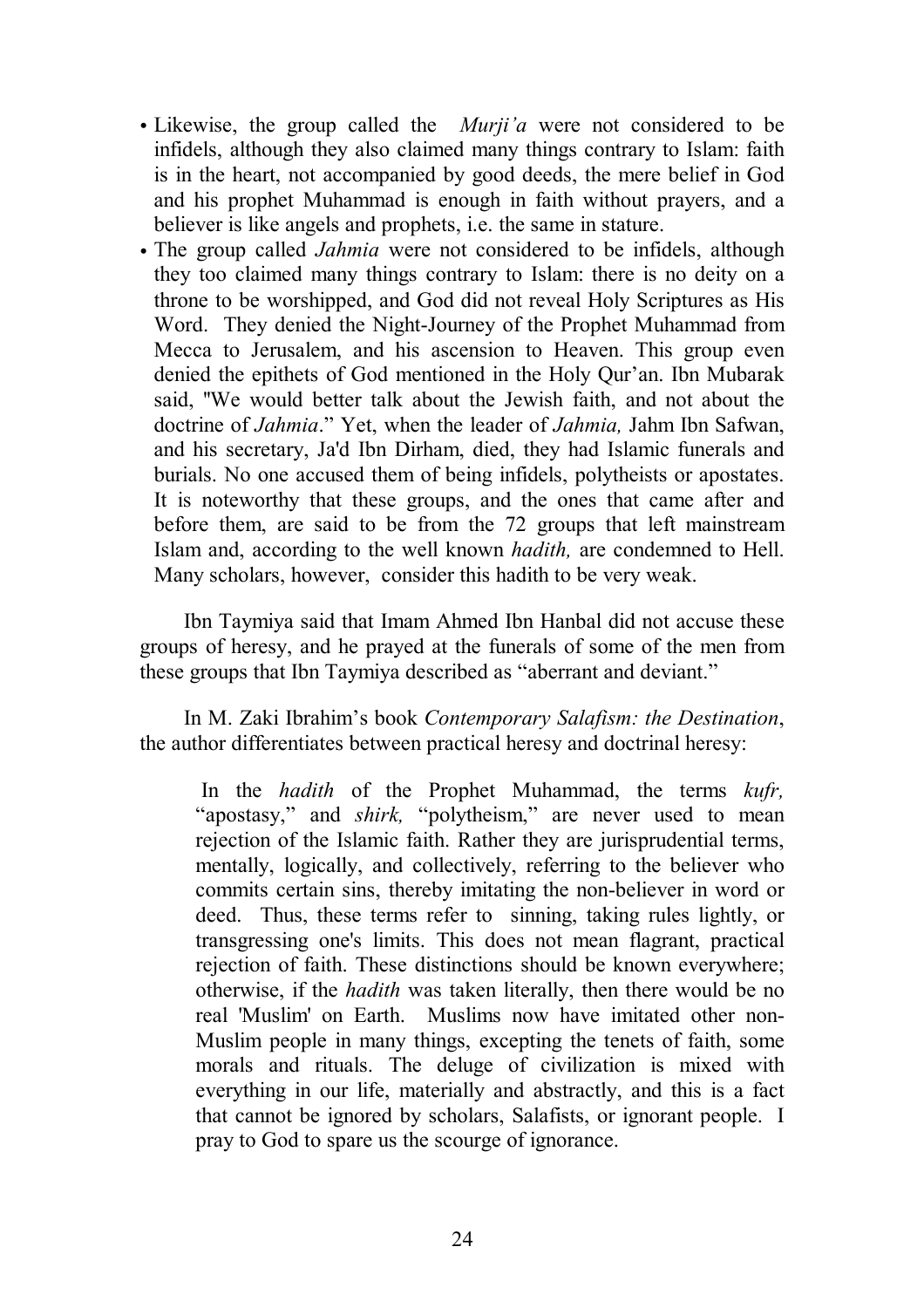- Likewise, the group called the *Murji'a* were not considered to be infidels, although they also claimed many things contrary to Islam: faith is in the heart, not accompanied by good deeds, the mere belief in God and his prophet Muhammad is enough in faith without prayers, and a believer is like angels and prophets, i.e. the same in stature.
- The group called *Jahmia* were not considered to be infidels, although they too claimed many things contrary to Islam: there is no deity on a throne to be worshipped, and God did not reveal Holy Scriptures as His Word. They denied the Night-Journey of the Prophet Muhammad from Mecca to Jerusalem, and his ascension to Heaven. This group even denied the epithets of God mentioned in the Holy Qur'an. Ibn Mubarak said, "We would better talk about the Jewish faith, and not about the doctrine of *Jahmia*." Yet, when the leader of *Jahmia,* Jahm Ibn Safwan, and his secretary, Ja'd Ibn Dirham, died, they had Islamic funerals and burials. No one accused them of being infidels, polytheists or apostates. It is noteworthy that these groups, and the ones that came after and before them, are said to be from the 72 groups that left mainstream Islam and, according to the well known *hadith,* are condemned to Hell. Many scholars, however, consider this hadith to be very weak.

Ibn Taymiya said that Imam Ahmed Ibn Hanbal did not accuse these groups of heresy, and he prayed at the funerals of some of the men from these groups that Ibn Taymiya described as "aberrant and deviant."

In M. Zaki Ibrahim's book *Contemporary Salafism: the Destination*, the author differentiates between practical heresy and doctrinal heresy:

> In the *hadith* of the Prophet Muhammad, the terms *kufr,* "apostasy," and *shirk,* "polytheism," are never used to mean rejection of the Islamic faith. Rather they are jurisprudential terms, mentally, logically, and collectively, referring to the believer who commits certain sins, thereby imitating the non-believer in word or deed. Thus, these terms refer to sinning, taking rules lightly, or transgressing one's limits. This does not mean flagrant, practical rejection of faith. These distinctions should be known everywhere; otherwise, if the *hadith* was taken literally, then there would be no real 'Muslim' on Earth. Muslims now have imitated other non-Muslim people in many things, excepting the tenets of faith, some morals and rituals. The deluge of civilization is mixed with everything in our life, materially and abstractly, and this is a fact that cannot be ignored by scholars, Salafists, or ignorant people. I pray to God to spare us the scourge of ignorance.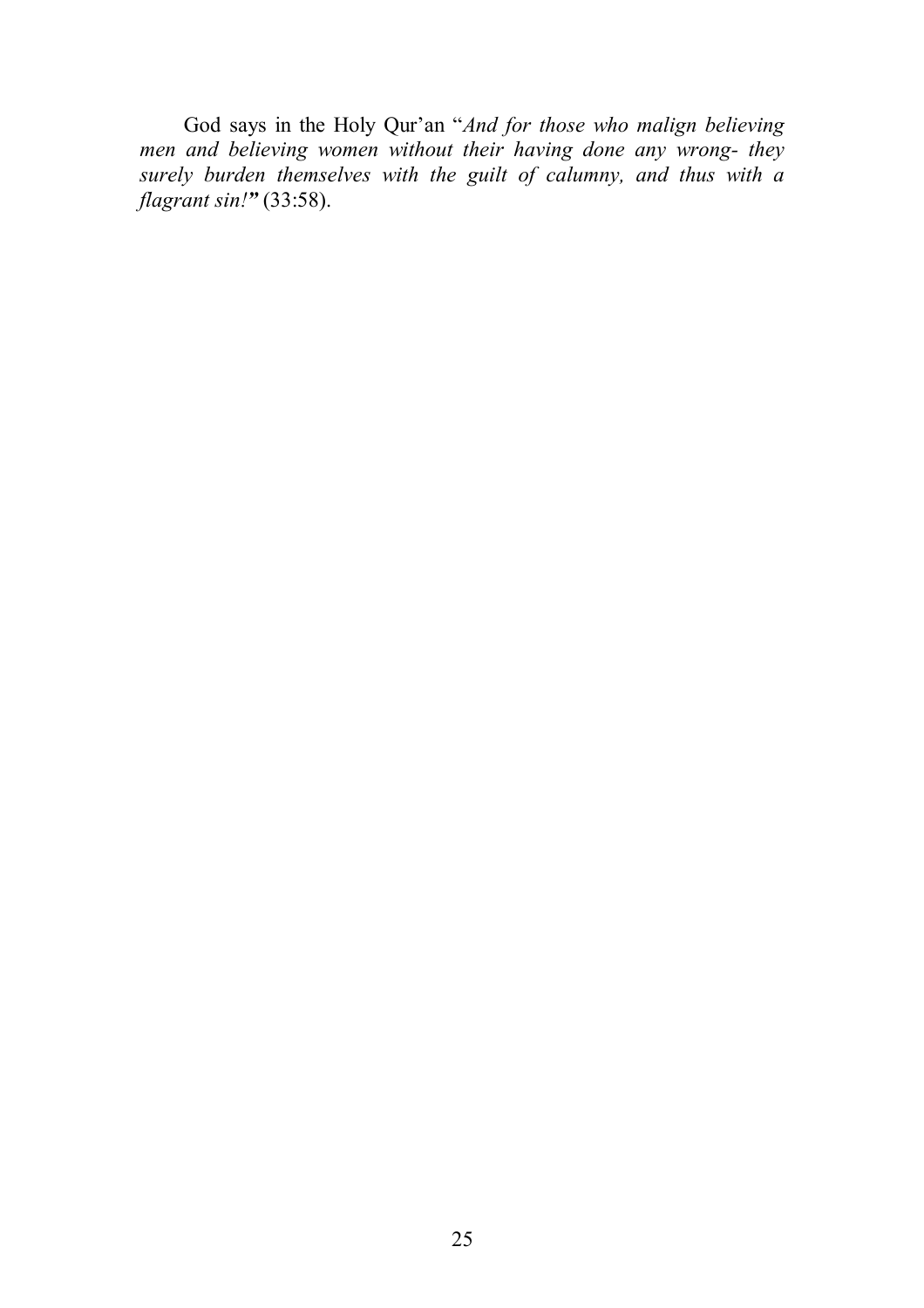God says in the Holy Qur'an "*And for those who malign believing men and believing women without their having done any wrong- they surely burden themselves with the guilt of calumny, and thus with a flagrant sin!*" (33:58).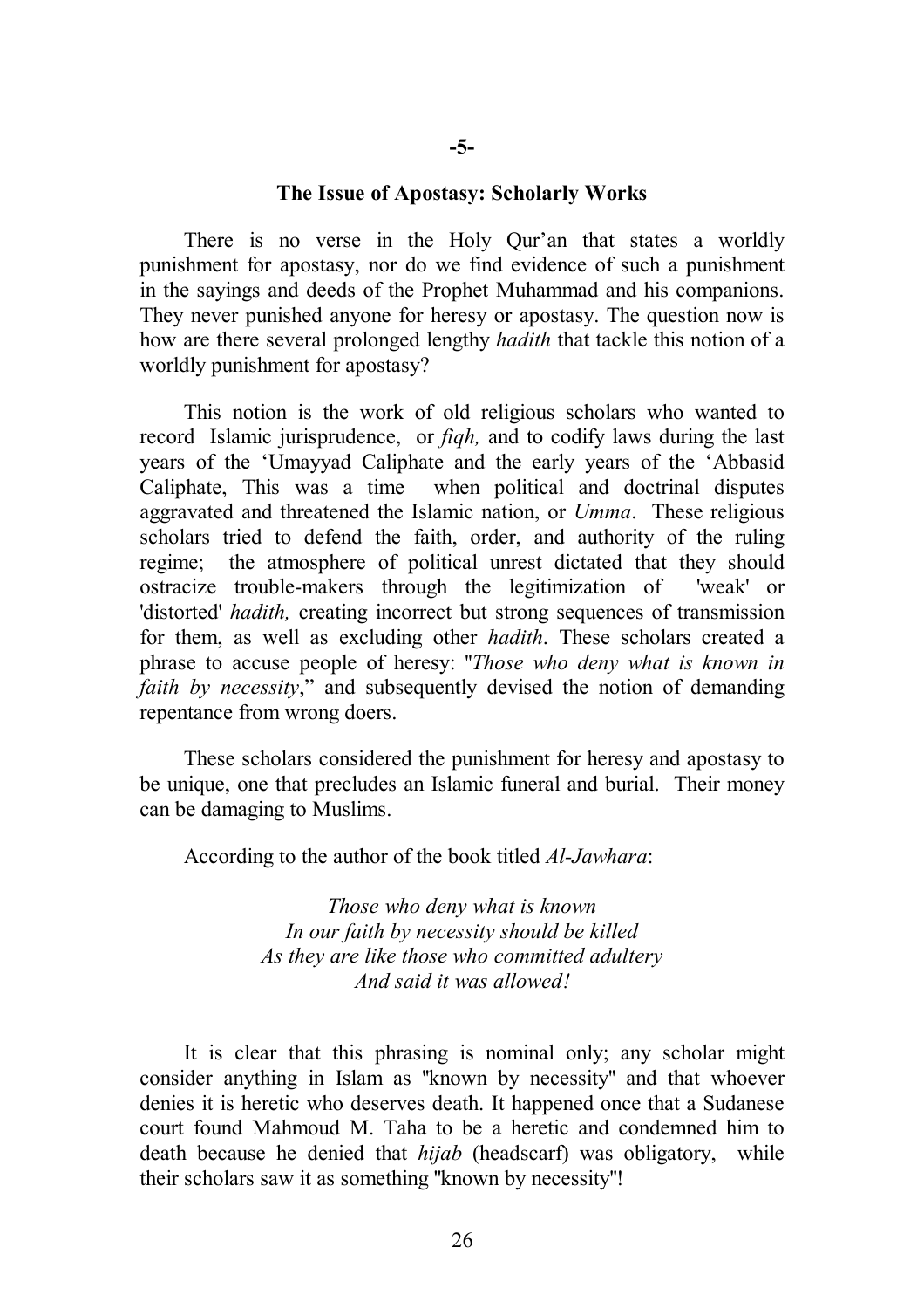## -5-

## The Issue of Apostasy: Scholarly Works

There is no verse in the Holy Qur'an that states a worldly punishment for apostasy, nor do we find evidence of such a punishment in the sayings and deeds of the Prophet Muhammad and his companions. They never punished anyone for heresy or apostasy. The question now is how are there several prolonged lengthy *hadith* that tackle this notion of a worldly punishment for apostasy?

This notion is the work of old religious scholars who wanted to record Islamic jurisprudence, or *fiqh,* and to codify laws during the last years of the 'Umayyad Caliphate and the early years of the 'Abbasid Caliphate, This was a time when political and doctrinal disputes aggravated and threatened the Islamic nation, or *Umma*. These religious scholars tried to defend the faith, order, and authority of the ruling regime; the atmosphere of political unrest dictated that they should ostracize trouble-makers through the legitimization of 'weak' or 'distorted' *hadith,* creating incorrect but strong sequences of transmission for them, as well as excluding other *hadith*. These scholars created a phrase to accuse people of heresy: "*Those who deny what is known in faith by necessity*," and subsequently devised the notion of demanding repentance from wrong doers.

These scholars considered the punishment for heresy and apostasy to be unique, one that precludes an Islamic funeral and burial. Their money can be damaging to Muslims.

According to the author of the book titled *Al-Jawhara*:

> *Those who deny what is known*
> *In our faith by necessity should be killed*
> *As they are like those who committed adultery*
> *And said it was allowed!*

It is clear that this phrasing is nominal only; any scholar might consider anything in Islam as "known by necessity" and that whoever denies it is heretic who deserves death. It happened once that a Sudanese court found Mahmoud M. Taha to be a heretic and condemned him to death because he denied that *hijab* (headscarf) was obligatory, while their scholars saw it as something "known by necessity"!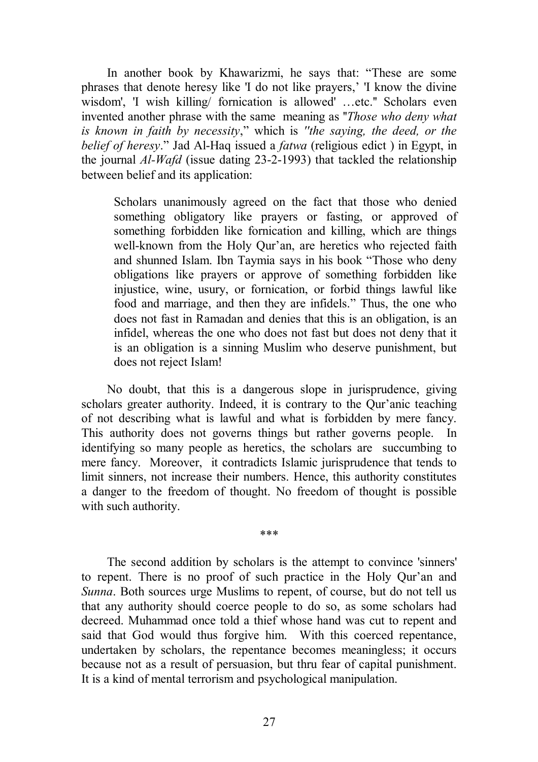In another book by Khawarizmi, he says that: “These are some phrases that denote heresy like 'I do not like prayers,’ 'I know the divine wisdom', 'I wish killing/ fornication is allowed' …etc." Scholars even invented another phrase with the same meaning as "*Those who deny what is known in faith by necessity*,” which is *"the saying, the deed, or the belief of heresy*.” Jad Al-Haq issued a *fatwa* (religious edict ) in Egypt, in the journal *Al-Wafd* (issue dating 23-2-1993) that tackled the relationship between belief and its application:

> Scholars unanimously agreed on the fact that those who denied something obligatory like prayers or fasting, or approved of something forbidden like fornication and killing, which are things well-known from the Holy Qur’an, are heretics who rejected faith and shunned Islam. Ibn Taymia says in his book “Those who deny obligations like prayers or approve of something forbidden like injustice, wine, usury, or fornication, or forbid things lawful like food and marriage, and then they are infidels.” Thus, the one who does not fast in Ramadan and denies that this is an obligation, is an infidel, whereas the one who does not fast but does not deny that it is an obligation is a sinning Muslim who deserve punishment, but does not reject Islam!

No doubt, that this is a dangerous slope in jurisprudence, giving scholars greater authority. Indeed, it is contrary to the Qur’anic teaching of not describing what is lawful and what is forbidden by mere fancy. This authority does not governs things but rather governs people. In identifying so many people as heretics, the scholars are succumbing to mere fancy. Moreover, it contradicts Islamic jurisprudence that tends to limit sinners, not increase their numbers. Hence, this authority constitutes a danger to the freedom of thought. No freedom of thought is possible with such authority.

***

The second addition by scholars is the attempt to convince 'sinners' to repent. There is no proof of such practice in the Holy Qur’an and *Sunna*. Both sources urge Muslims to repent, of course, but do not tell us that any authority should coerce people to do so, as some scholars had decreed. Muhammad once told a thief whose hand was cut to repent and said that God would thus forgive him. With this coerced repentance, undertaken by scholars, the repentance becomes meaningless; it occurs because not as a result of persuasion, but thru fear of capital punishment. It is a kind of mental terrorism and psychological manipulation.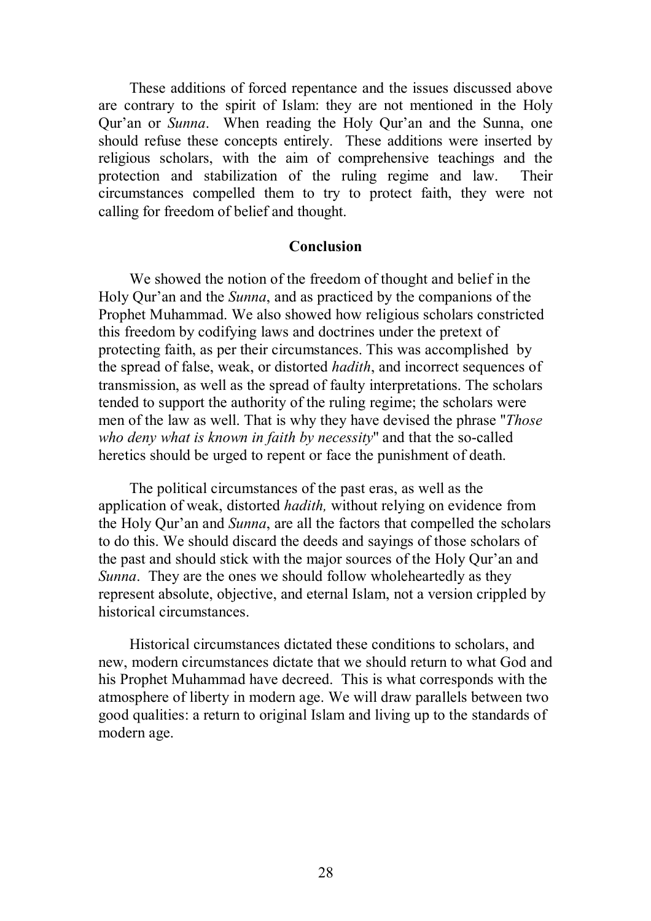These additions of forced repentance and the issues discussed above are contrary to the spirit of Islam: they are not mentioned in the Holy Qur'an or *Sunna*. When reading the Holy Qur'an and the Sunna, one should refuse these concepts entirely. These additions were inserted by religious scholars, with the aim of comprehensive teachings and the protection and stabilization of the ruling regime and law. Their circumstances compelled them to try to protect faith, they were not calling for freedom of belief and thought.

## Conclusion

We showed the notion of the freedom of thought and belief in the Holy Qur'an and the *Sunna*, and as practiced by the companions of the Prophet Muhammad. We also showed how religious scholars constricted this freedom by codifying laws and doctrines under the pretext of protecting faith, as per their circumstances. This was accomplished by the spread of false, weak, or distorted *hadith*, and incorrect sequences of transmission, as well as the spread of faulty interpretations. The scholars tended to support the authority of the ruling regime; the scholars were men of the law as well. That is why they have devised the phrase "*Those who deny what is known in faith by necessity*" and that the so-called heretics should be urged to repent or face the punishment of death.

The political circumstances of the past eras, as well as the application of weak, distorted *hadith,* without relying on evidence from the Holy Qur'an and *Sunna*, are all the factors that compelled the scholars to do this. We should discard the deeds and sayings of those scholars of the past and should stick with the major sources of the Holy Qur'an and *Sunna*. They are the ones we should follow wholeheartedly as they represent absolute, objective, and eternal Islam, not a version crippled by historical circumstances.

Historical circumstances dictated these conditions to scholars, and new, modern circumstances dictate that we should return to what God and his Prophet Muhammad have decreed. This is what corresponds with the atmosphere of liberty in modern age. We will draw parallels between two good qualities: a return to original Islam and living up to the standards of modern age.